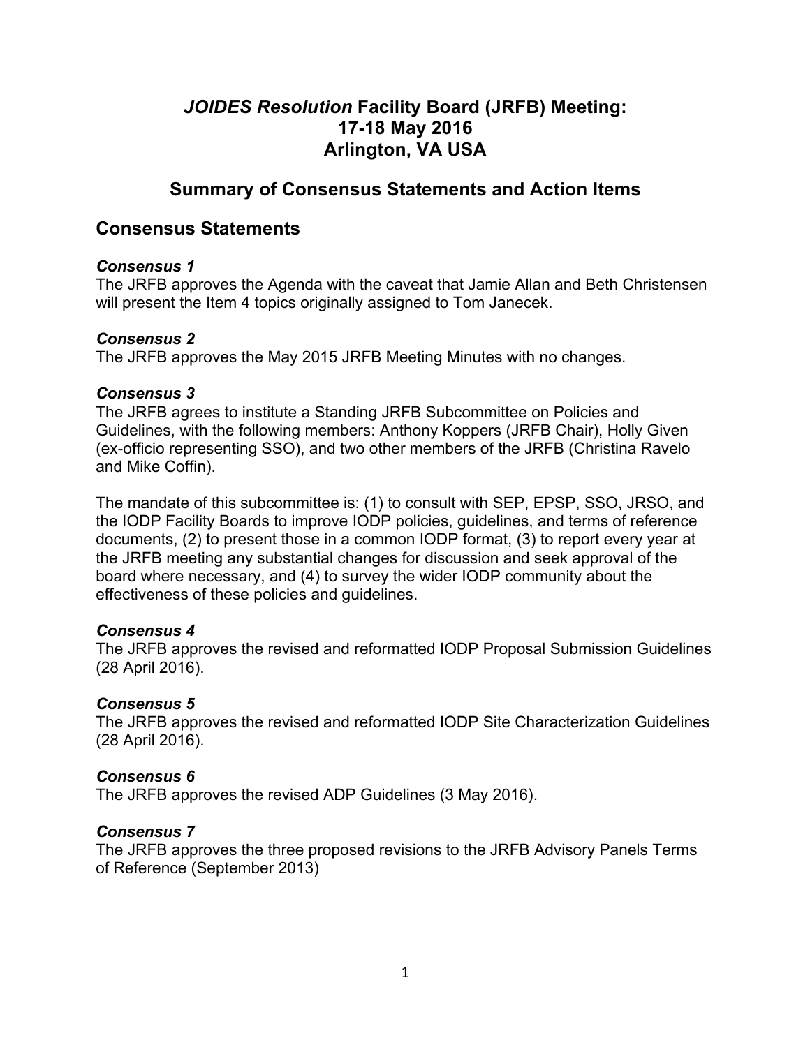# *JOIDES Resolution* Facility Board (JRFB) Meeting: 17-18 May 2016 Arlington, VA USA

## Summary of Consensus Statements and Action Items

## Consensus Statements

***Consensus 1***
The JRFB approves the Agenda with the caveat that Jamie Allan and Beth Christensen will present the Item 4 topics originally assigned to Tom Janecek.

***Consensus 2***
The JRFB approves the May 2015 JRFB Meeting Minutes with no changes.

***Consensus 3***
The JRFB agrees to institute a Standing JRFB Subcommittee on Policies and Guidelines, with the following members: Anthony Koppers (JRFB Chair), Holly Given (ex-officio representing SSO), and two other members of the JRFB (Christina Ravelo and Mike Coffin).

The mandate of this subcommittee is: (1) to consult with SEP, EPSP, SSO, JRSO, and the IODP Facility Boards to improve IODP policies, guidelines, and terms of reference documents, (2) to present those in a common IODP format, (3) to report every year at the JRFB meeting any substantial changes for discussion and seek approval of the board where necessary, and (4) to survey the wider IODP community about the effectiveness of these policies and guidelines.

***Consensus 4***
The JRFB approves the revised and reformatted IODP Proposal Submission Guidelines (28 April 2016).

***Consensus 5***
The JRFB approves the revised and reformatted IODP Site Characterization Guidelines (28 April 2016).

***Consensus 6***
The JRFB approves the revised ADP Guidelines (3 May 2016).

***Consensus 7***
The JRFB approves the three proposed revisions to the JRFB Advisory Panels Terms of Reference (September 2013)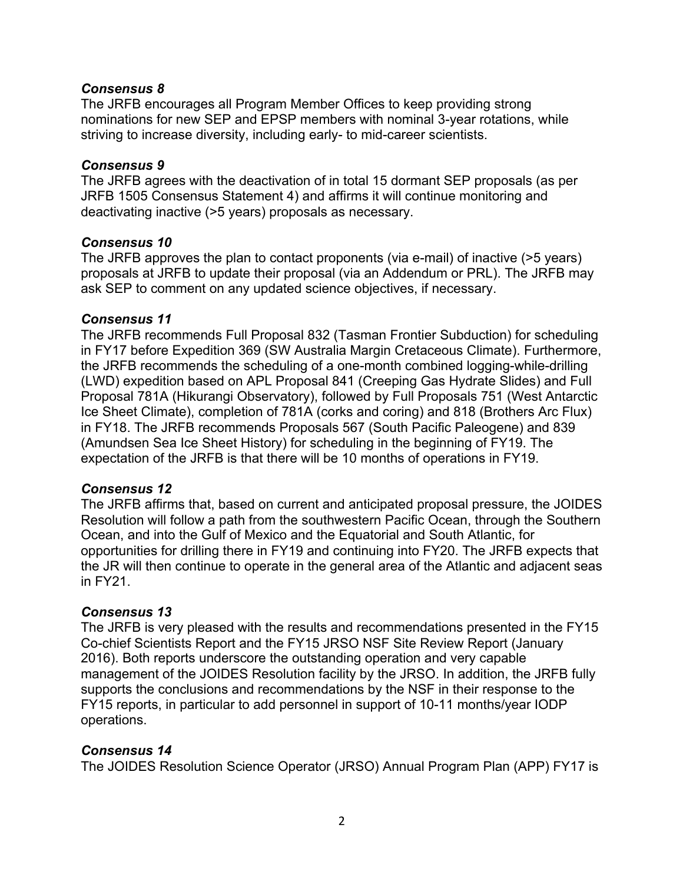***Consensus 8***

The JRFB encourages all Program Member Offices to keep providing strong nominations for new SEP and EPSP members with nominal 3-year rotations, while striving to increase diversity, including early- to mid-career scientists.

***Consensus 9***

The JRFB agrees with the deactivation of in total 15 dormant SEP proposals (as per JRFB 1505 Consensus Statement 4) and affirms it will continue monitoring and deactivating inactive (>5 years) proposals as necessary.

***Consensus 10***

The JRFB approves the plan to contact proponents (via e-mail) of inactive (>5 years) proposals at JRFB to update their proposal (via an Addendum or PRL). The JRFB may ask SEP to comment on any updated science objectives, if necessary.

***Consensus 11***

The JRFB recommends Full Proposal 832 (Tasman Frontier Subduction) for scheduling in FY17 before Expedition 369 (SW Australia Margin Cretaceous Climate). Furthermore, the JRFB recommends the scheduling of a one-month combined logging-while-drilling (LWD) expedition based on APL Proposal 841 (Creeping Gas Hydrate Slides) and Full Proposal 781A (Hikurangi Observatory), followed by Full Proposals 751 (West Antarctic Ice Sheet Climate), completion of 781A (corks and coring) and 818 (Brothers Arc Flux) in FY18. The JRFB recommends Proposals 567 (South Pacific Paleogene) and 839 (Amundsen Sea Ice Sheet History) for scheduling in the beginning of FY19. The expectation of the JRFB is that there will be 10 months of operations in FY19.

***Consensus 12***

The JRFB affirms that, based on current and anticipated proposal pressure, the JOIDES Resolution will follow a path from the southwestern Pacific Ocean, through the Southern Ocean, and into the Gulf of Mexico and the Equatorial and South Atlantic, for opportunities for drilling there in FY19 and continuing into FY20. The JRFB expects that the JR will then continue to operate in the general area of the Atlantic and adjacent seas in FY21.

***Consensus 13***

The JRFB is very pleased with the results and recommendations presented in the FY15 Co-chief Scientists Report and the FY15 JRSO NSF Site Review Report (January 2016). Both reports underscore the outstanding operation and very capable management of the JOIDES Resolution facility by the JRSO. In addition, the JRFB fully supports the conclusions and recommendations by the NSF in their response to the FY15 reports, in particular to add personnel in support of 10-11 months/year IODP operations.

***Consensus 14***

The JOIDES Resolution Science Operator (JRSO) Annual Program Plan (APP) FY17 is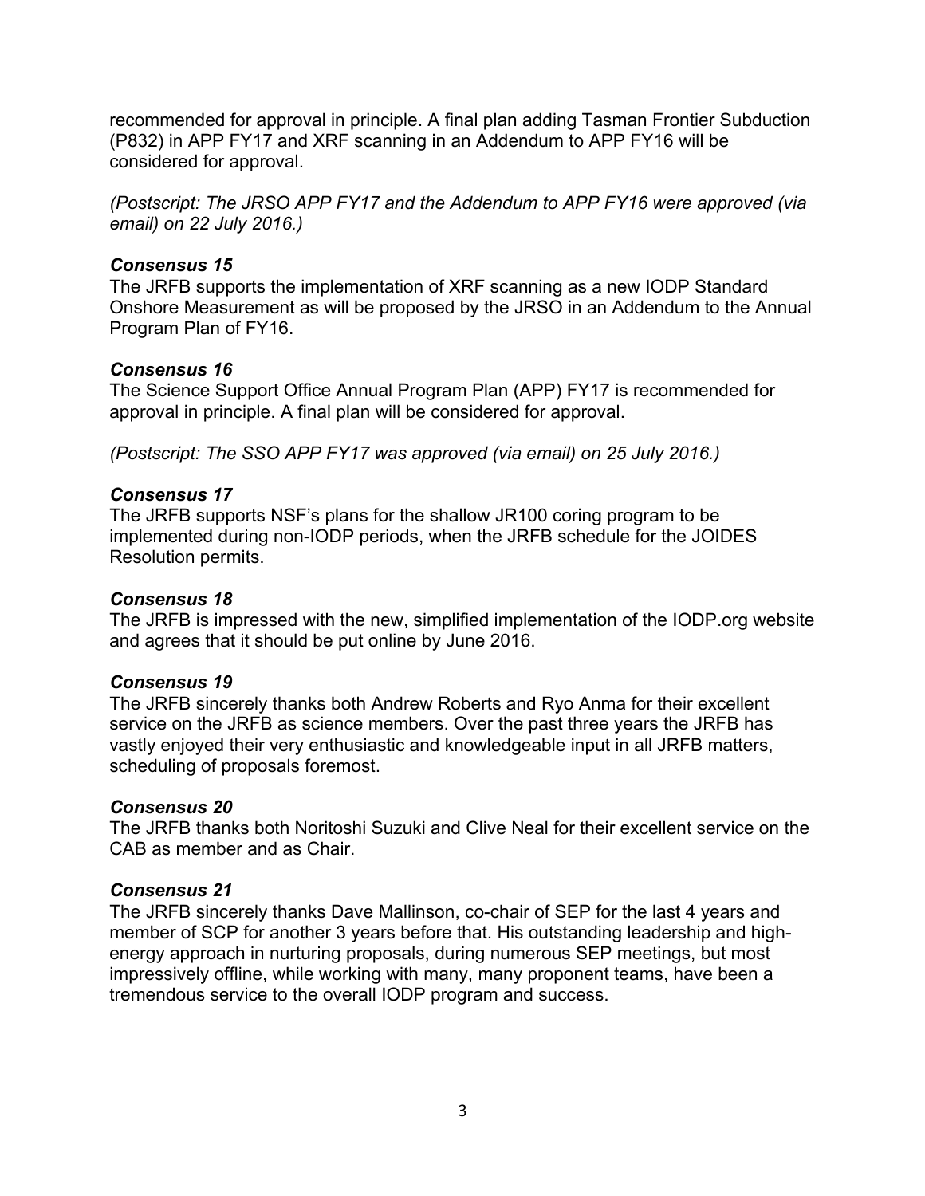recommended for approval in principle. A final plan adding Tasman Frontier Subduction (P832) in APP FY17 and XRF scanning in an Addendum to APP FY16 will be considered for approval.

*(Postscript: The JRSO APP FY17 and the Addendum to APP FY16 were approved (via email) on 22 July 2016.)*

***Consensus 15***

The JRFB supports the implementation of XRF scanning as a new IODP Standard Onshore Measurement as will be proposed by the JRSO in an Addendum to the Annual Program Plan of FY16.

***Consensus 16***

The Science Support Office Annual Program Plan (APP) FY17 is recommended for approval in principle. A final plan will be considered for approval.

*(Postscript: The SSO APP FY17 was approved (via email) on 25 July 2016.)*

***Consensus 17***

The JRFB supports NSF's plans for the shallow JR100 coring program to be implemented during non-IODP periods, when the JRFB schedule for the JOIDES Resolution permits.

***Consensus 18***

The JRFB is impressed with the new, simplified implementation of the IODP.org website and agrees that it should be put online by June 2016.

***Consensus 19***

The JRFB sincerely thanks both Andrew Roberts and Ryo Anma for their excellent service on the JRFB as science members. Over the past three years the JRFB has vastly enjoyed their very enthusiastic and knowledgeable input in all JRFB matters, scheduling of proposals foremost.

***Consensus 20***

The JRFB thanks both Noritoshi Suzuki and Clive Neal for their excellent service on the CAB as member and as Chair.

***Consensus 21***

The JRFB sincerely thanks Dave Mallinson, co-chair of SEP for the last 4 years and member of SCP for another 3 years before that. His outstanding leadership and high-energy approach in nurturing proposals, during numerous SEP meetings, but most impressively offline, while working with many, many proponent teams, have been a tremendous service to the overall IODP program and success.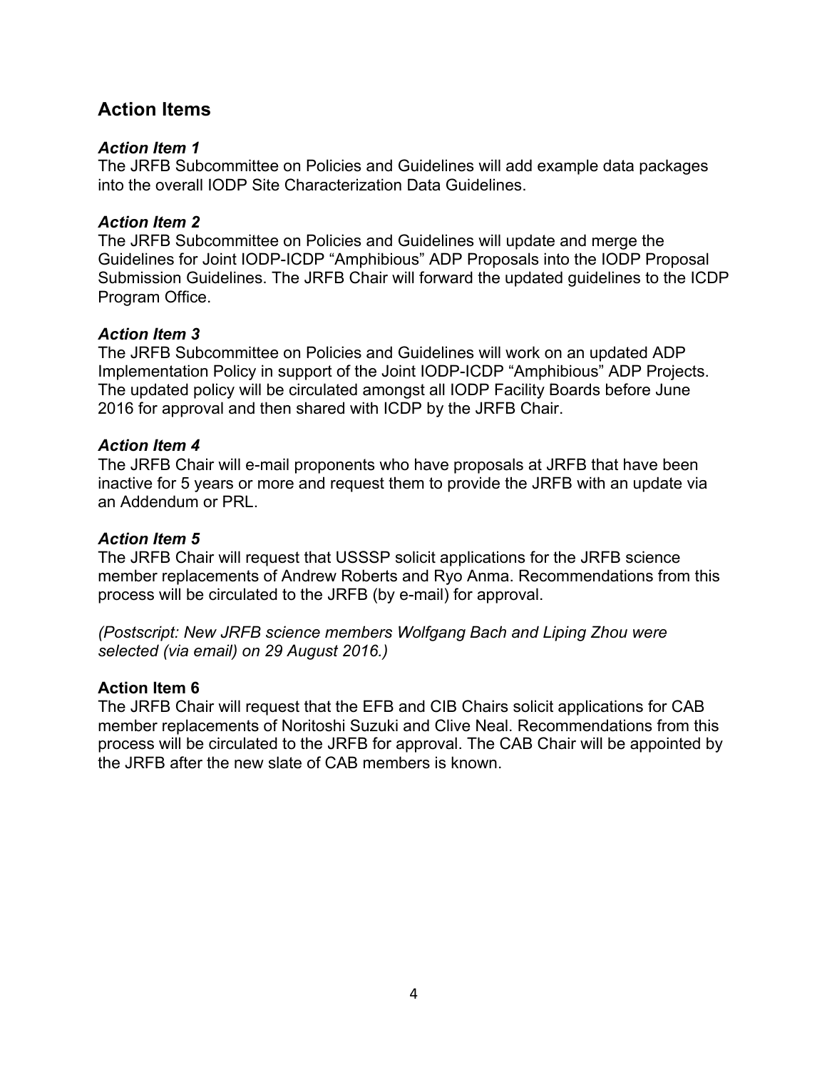## Action Items

### *Action Item 1*

The JRFB Subcommittee on Policies and Guidelines will add example data packages into the overall IODP Site Characterization Data Guidelines.

### *Action Item 2*

The JRFB Subcommittee on Policies and Guidelines will update and merge the Guidelines for Joint IODP-ICDP "Amphibious" ADP Proposals into the IODP Proposal Submission Guidelines. The JRFB Chair will forward the updated guidelines to the ICDP Program Office.

### *Action Item 3*

The JRFB Subcommittee on Policies and Guidelines will work on an updated ADP Implementation Policy in support of the Joint IODP-ICDP "Amphibious" ADP Projects. The updated policy will be circulated amongst all IODP Facility Boards before June 2016 for approval and then shared with ICDP by the JRFB Chair.

### *Action Item 4*

The JRFB Chair will e-mail proponents who have proposals at JRFB that have been inactive for 5 years or more and request them to provide the JRFB with an update via an Addendum or PRL.

### *Action Item 5*

The JRFB Chair will request that USSSP solicit applications for the JRFB science member replacements of Andrew Roberts and Ryo Anma. Recommendations from this process will be circulated to the JRFB (by e-mail) for approval.

*(Postscript: New JRFB science members Wolfgang Bach and Liping Zhou were selected (via email) on 29 August 2016.)*

### Action Item 6

The JRFB Chair will request that the EFB and CIB Chairs solicit applications for CAB member replacements of Noritoshi Suzuki and Clive Neal. Recommendations from this process will be circulated to the JRFB for approval. The CAB Chair will be appointed by the JRFB after the new slate of CAB members is known.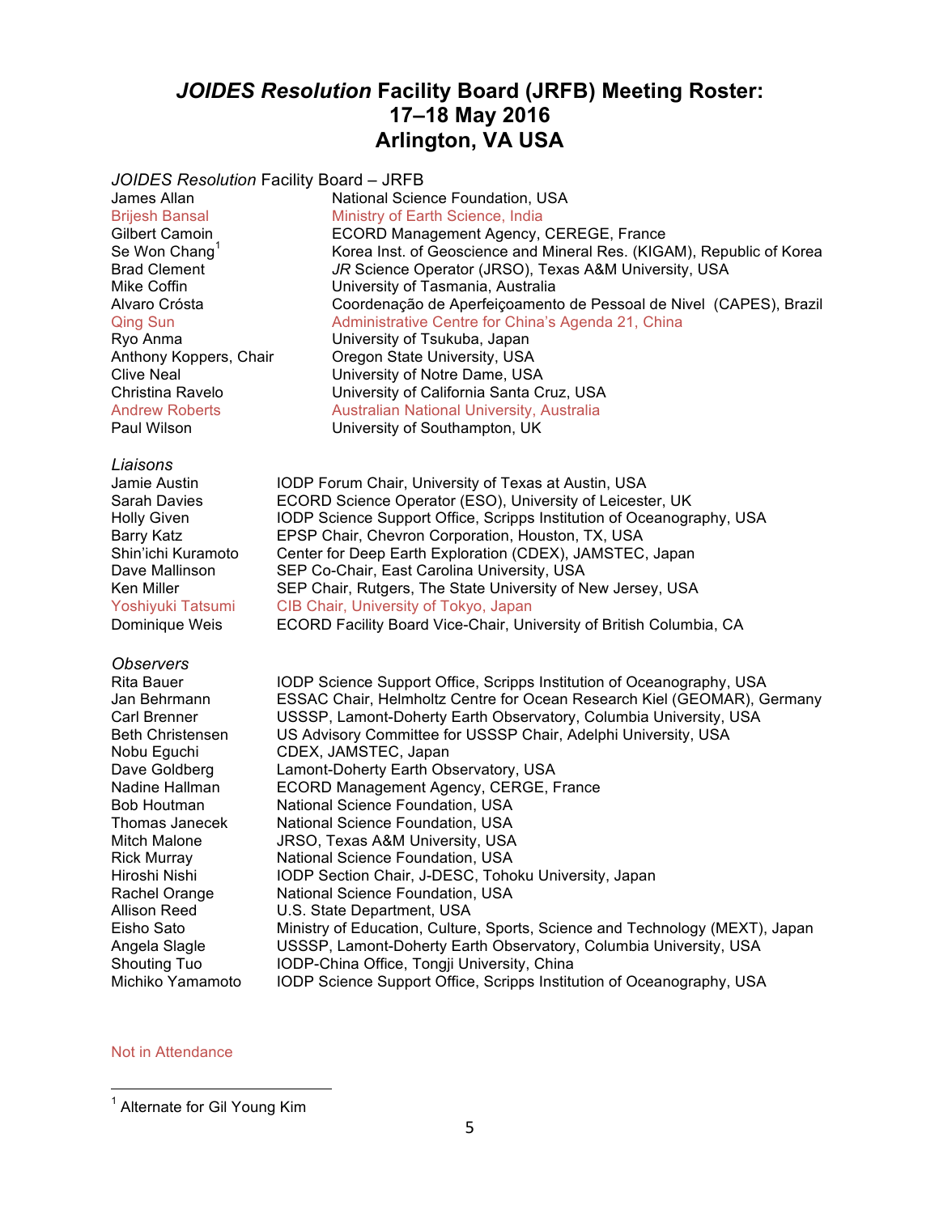# *JOIDES Resolution* Facility Board (JRFB) Meeting Roster: 17–18 May 2016 Arlington, VA USA

*JOIDES Resolution* Facility Board – JRFB

| | |
|---|---|
| James Allan | National Science Foundation, USA |
| Brijesh Bansal | Ministry of Earth Science, India |
| Gilbert Camoin | ECORD Management Agency, CEREGE, France |
| Se Won Chang[1] | Korea Inst. of Geoscience and Mineral Res. (KIGAM), Republic of Korea |
| Brad Clement | *JR* Science Operator (JRSO), Texas A&M University, USA |
| Mike Coffin | University of Tasmania, Australia |
| Alvaro Cróst​a | Coordenação de Aperfeiçoamento de Pessoal de Nivel (CAPES), Brazil |
| Qing Sun | Administrative Centre for China's Agenda 21, China |
| Ryo Anma | University of Tsukuba, Japan |
| Anthony Koppers, Chair | Oregon State University, USA |
| Clive Neal | University of Notre Dame, USA |
| Christina Ravelo | University of California Santa Cruz, USA |
| Andrew Roberts | Australian National University, Australia |
| Paul Wilson | University of Southampton, UK |

*Liaisons*

| | |
|---|---|
| Jamie Austin | IODP Forum Chair, University of Texas at Austin, USA |
| Sarah Davies | ECORD Science Operator (ESO), University of Leicester, UK |
| Holly Given | IODP Science Support Office, Scripps Institution of Oceanography, USA |
| Barry Katz | EPSP Chair, Chevron Corporation, Houston, TX, USA |
| Shin'ichi Kuramoto | Center for Deep Earth Exploration (CDEX), JAMSTEC, Japan |
| Dave Mallinson | SEP Co-Chair, East Carolina University, USA |
| Ken Miller | SEP Chair, Rutgers, The State University of New Jersey, USA |
| Yoshiyuki Tatsumi | CIB Chair, University of Tokyo, Japan |
| Dominique Weis | ECORD Facility Board Vice-Chair, University of British Columbia, CA |

*Observers*

| | |
|---|---|
| Rita Bauer | IODP Science Support Office, Scripps Institution of Oceanography, USA |
| Jan Behrmann | ESSAC Chair, Helmholtz Centre for Ocean Research Kiel (GEOMAR), Germany |
| Carl Brenner | USSSP, Lamont-Doherty Earth Observatory, Columbia University, USA |
| Beth Christensen | US Advisory Committee for USSSP Chair, Adelphi University, USA |
| Nobu Eguchi | CDEX, JAMSTEC, Japan |
| Dave Goldberg | Lamont-Doherty Earth Observatory, USA |
| Nadine Hallman | ECORD Management Agency, CERGE, France |
| Bob Houtman | National Science Foundation, USA |
| Thomas Janecek | National Science Foundation, USA |
| Mitch Malone | JRSO, Texas A&M University, USA |
| Rick Murray | National Science Foundation, USA |
| Hiroshi Nishi | IODP Section Chair, J-DESC, Tohoku University, Japan |
| Rachel Orange | National Science Foundation, USA |
| Allison Reed | U.S. State Department, USA |
| Eisho Sato | Ministry of Education, Culture, Sports, Science and Technology (MEXT), Japan |
| Angela Slagle | USSSP, Lamont-Doherty Earth Observatory, Columbia University, USA |
| Shouting Tuo | IODP-China Office, Tongji University, China |
| Michiko Yamamoto | IODP Science Support Office, Scripps Institution of Oceanography, USA |

Not in Attendance (Brijesh Bansal, Qing Sun, Andrew Roberts, Yoshiyuki Tatsumi)

---

[1] Alternate for Gil Young Kim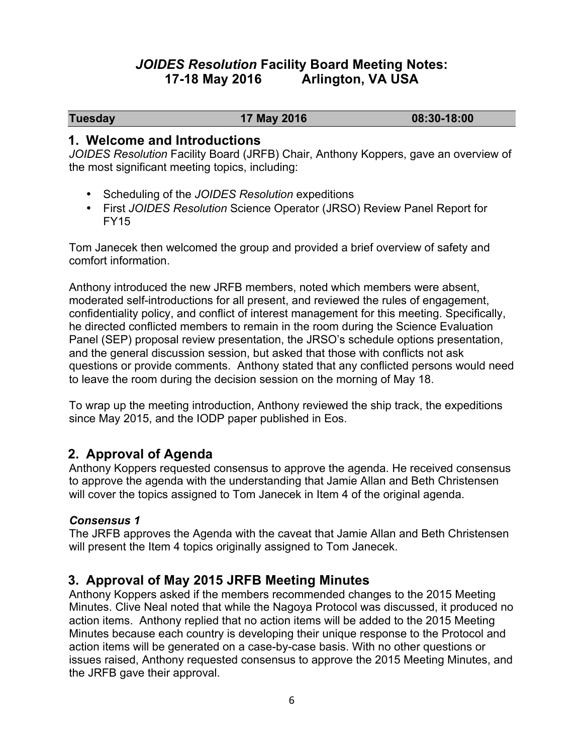# *JOIDES Resolution* Facility Board Meeting Notes: 17-18 May 2016 Arlington, VA USA

| Tuesday | 17 May 2016 | 08:30-18:00 |
|---|---|---|

## 1. Welcome and Introductions

*JOIDES Resolution* Facility Board (JRFB) Chair, Anthony Koppers, gave an overview of the most significant meeting topics, including:

- Scheduling of the *JOIDES Resolution* expeditions
- First *JOIDES Resolution* Science Operator (JRSO) Review Panel Report for FY15

Tom Janecek then welcomed the group and provided a brief overview of safety and comfort information.

Anthony introduced the new JRFB members, noted which members were absent, moderated self-introductions for all present, and reviewed the rules of engagement, confidentiality policy, and conflict of interest management for this meeting. Specifically, he directed conflicted members to remain in the room during the Science Evaluation Panel (SEP) proposal review presentation, the JRSO's schedule options presentation, and the general discussion session, but asked that those with conflicts not ask questions or provide comments. Anthony stated that any conflicted persons would need to leave the room during the decision session on the morning of May 18.

To wrap up the meeting introduction, Anthony reviewed the ship track, the expeditions since May 2015, and the IODP paper published in Eos.

## 2. Approval of Agenda

Anthony Koppers requested consensus to approve the agenda. He received consensus to approve the agenda with the understanding that Jamie Allan and Beth Christensen will cover the topics assigned to Tom Janecek in Item 4 of the original agenda.

***Consensus 1***

The JRFB approves the Agenda with the caveat that Jamie Allan and Beth Christensen will present the Item 4 topics originally assigned to Tom Janecek.

## 3. Approval of May 2015 JRFB Meeting Minutes

Anthony Koppers asked if the members recommended changes to the 2015 Meeting Minutes. Clive Neal noted that while the Nagoya Protocol was discussed, it produced no action items. Anthony replied that no action items will be added to the 2015 Meeting Minutes because each country is developing their unique response to the Protocol and action items will be generated on a case-by-case basis. With no other questions or issues raised, Anthony requested consensus to approve the 2015 Meeting Minutes, and the JRFB gave their approval.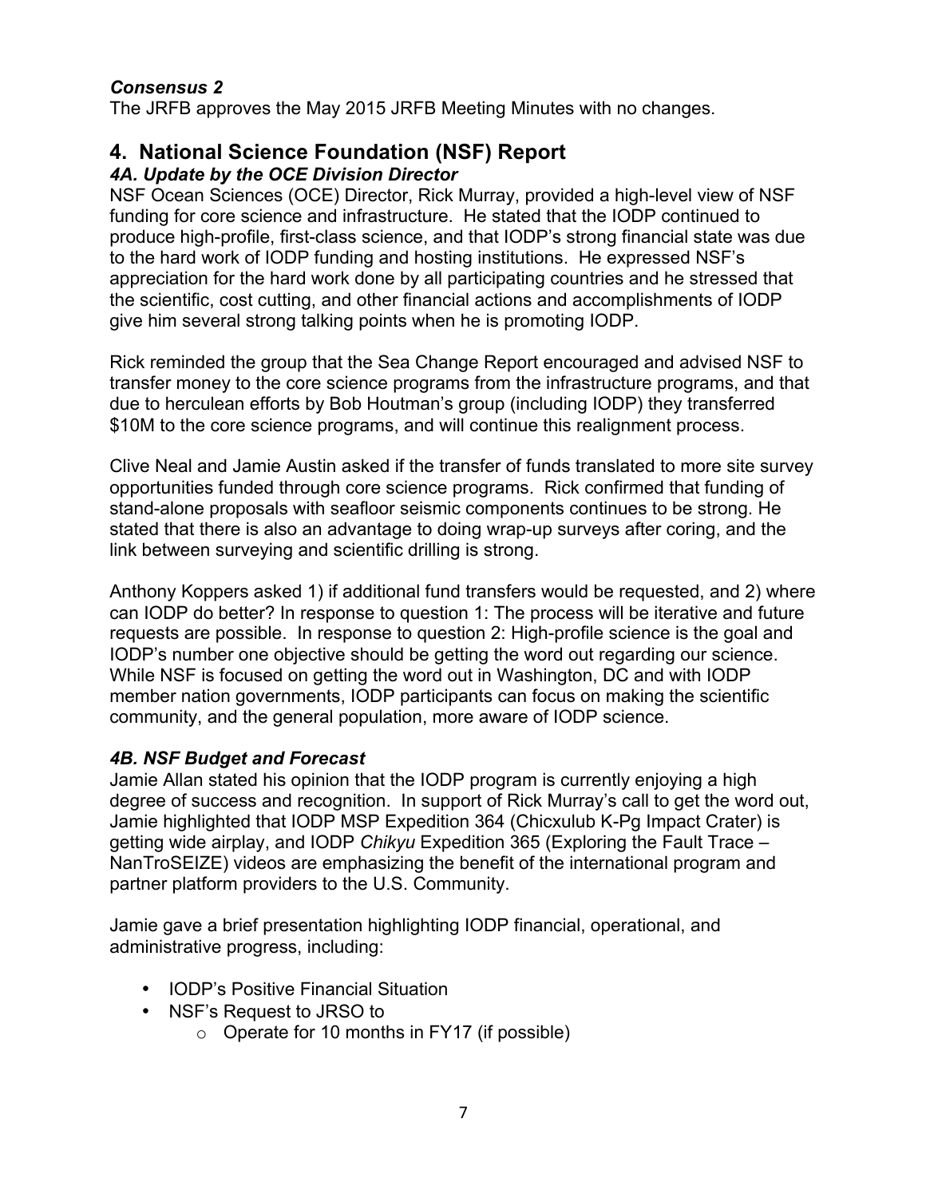***Consensus 2***

The JRFB approves the May 2015 JRFB Meeting Minutes with no changes.

## 4. National Science Foundation (NSF) Report

### *4A. Update by the OCE Division Director*

NSF Ocean Sciences (OCE) Director, Rick Murray, provided a high-level view of NSF funding for core science and infrastructure. He stated that the IODP continued to produce high-profile, first-class science, and that IODP's strong financial state was due to the hard work of IODP funding and hosting institutions. He expressed NSF's appreciation for the hard work done by all participating countries and he stressed that the scientific, cost cutting, and other financial actions and accomplishments of IODP give him several strong talking points when he is promoting IODP.

Rick reminded the group that the Sea Change Report encouraged and advised NSF to transfer money to the core science programs from the infrastructure programs, and that due to herculean efforts by Bob Houtman's group (including IODP) they transferred $10M to the core science programs, and will continue this realignment process.

Clive Neal and Jamie Austin asked if the transfer of funds translated to more site survey opportunities funded through core science programs. Rick confirmed that funding of stand-alone proposals with seafloor seismic components continues to be strong. He stated that there is also an advantage to doing wrap-up surveys after coring, and the link between surveying and scientific drilling is strong.

Anthony Koppers asked 1) if additional fund transfers would be requested, and 2) where can IODP do better? In response to question 1: The process will be iterative and future requests are possible. In response to question 2: High-profile science is the goal and IODP's number one objective should be getting the word out regarding our science. While NSF is focused on getting the word out in Washington, DC and with IODP member nation governments, IODP participants can focus on making the scientific community, and the general population, more aware of IODP science.

### *4B. NSF Budget and Forecast*

Jamie Allan stated his opinion that the IODP program is currently enjoying a high degree of success and recognition. In support of Rick Murray's call to get the word out, Jamie highlighted that IODP MSP Expedition 364 (Chicxulub K-Pg Impact Crater) is getting wide airplay, and IODP *Chikyu* Expedition 365 (Exploring the Fault Trace – NanTroSEIZE) videos are emphasizing the benefit of the international program and partner platform providers to the U.S. Community.

Jamie gave a brief presentation highlighting IODP financial, operational, and administrative progress, including:

- IODP's Positive Financial Situation
- NSF's Request to JRSO to
  - Operate for 10 months in FY17 (if possible)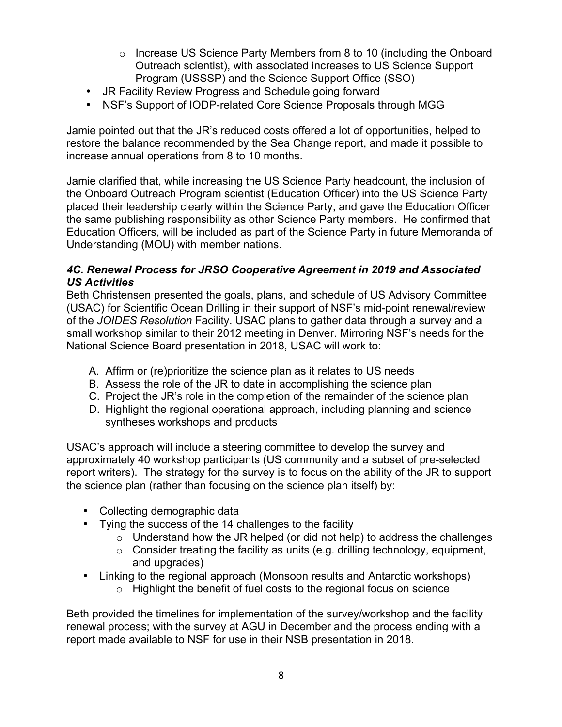- Increase US Science Party Members from 8 to 10 (including the Onboard Outreach scientist), with associated increases to US Science Support Program (USSSP) and the Science Support Office (SSO)
- JR Facility Review Progress and Schedule going forward
- NSF's Support of IODP-related Core Science Proposals through MGG

Jamie pointed out that the JR's reduced costs offered a lot of opportunities, helped to restore the balance recommended by the Sea Change report, and made it possible to increase annual operations from 8 to 10 months.

Jamie clarified that, while increasing the US Science Party headcount, the inclusion of the Onboard Outreach Program scientist (Education Officer) into the US Science Party placed their leadership clearly within the Science Party, and gave the Education Officer the same publishing responsibility as other Science Party members. He confirmed that Education Officers, will be included as part of the Science Party in future Memoranda of Understanding (MOU) with member nations.

### *4C. Renewal Process for JRSO Cooperative Agreement in 2019 and Associated US Activities*

Beth Christensen presented the goals, plans, and schedule of US Advisory Committee (USAC) for Scientific Ocean Drilling in their support of NSF's mid-point renewal/review of the *JOIDES Resolution* Facility. USAC plans to gather data through a survey and a small workshop similar to their 2012 meeting in Denver. Mirroring NSF's needs for the National Science Board presentation in 2018, USAC will work to:

A. Affirm or (re)prioritize the science plan as it relates to US needs
B. Assess the role of the JR to date in accomplishing the science plan
C. Project the JR's role in the completion of the remainder of the science plan
D. Highlight the regional operational approach, including planning and science syntheses workshops and products

USAC's approach will include a steering committee to develop the survey and approximately 40 workshop participants (US community and a subset of pre-selected report writers). The strategy for the survey is to focus on the ability of the JR to support the science plan (rather than focusing on the science plan itself) by:

- Collecting demographic data
- Tying the success of the 14 challenges to the facility
  - Understand how the JR helped (or did not help) to address the challenges
  - Consider treating the facility as units (e.g. drilling technology, equipment, and upgrades)
- Linking to the regional approach (Monsoon results and Antarctic workshops)
  - Highlight the benefit of fuel costs to the regional focus on science

Beth provided the timelines for implementation of the survey/workshop and the facility renewal process; with the survey at AGU in December and the process ending with a report made available to NSF for use in their NSB presentation in 2018.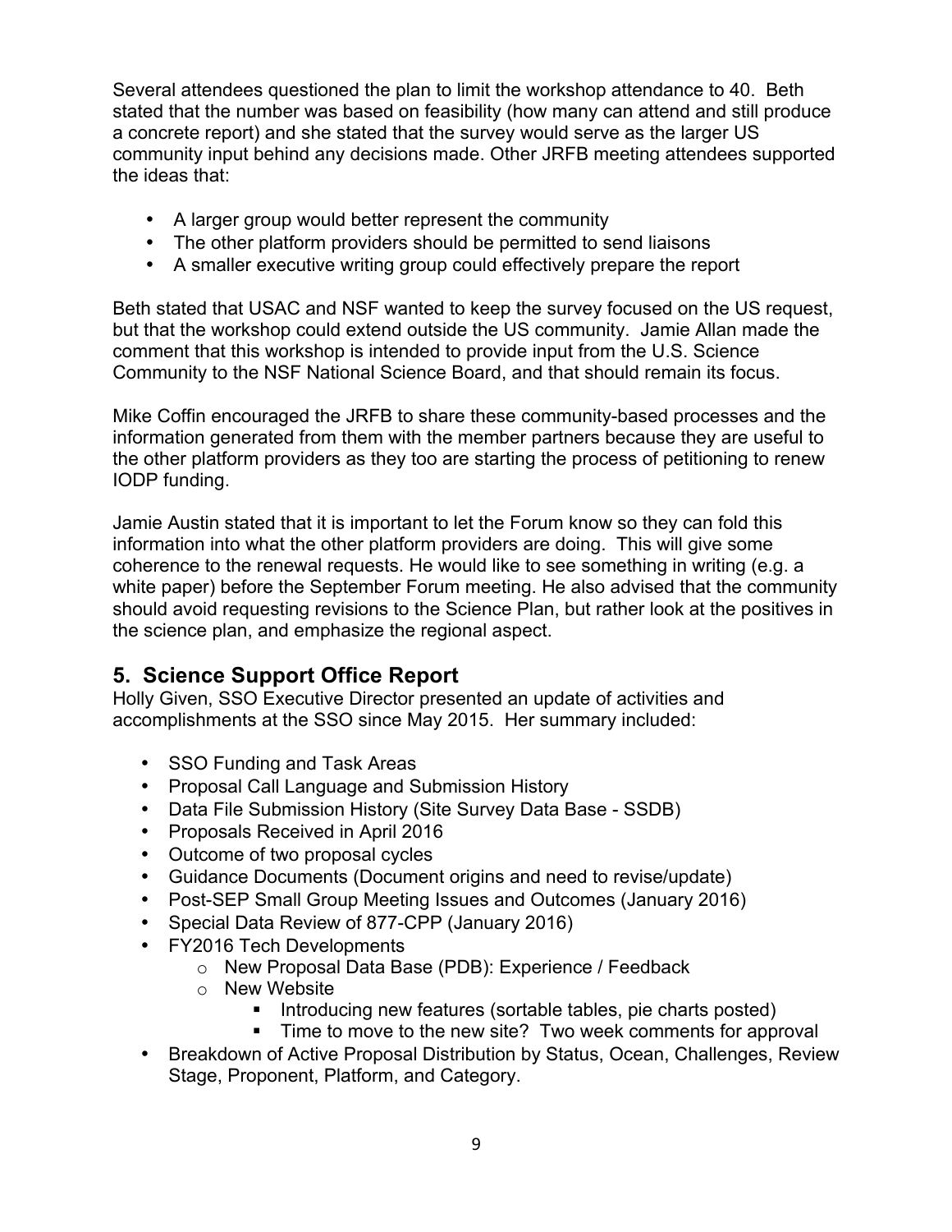Several attendees questioned the plan to limit the workshop attendance to 40. Beth stated that the number was based on feasibility (how many can attend and still produce a concrete report) and she stated that the survey would serve as the larger US community input behind any decisions made. Other JRFB meeting attendees supported the ideas that:

- A larger group would better represent the community
- The other platform providers should be permitted to send liaisons
- A smaller executive writing group could effectively prepare the report

Beth stated that USAC and NSF wanted to keep the survey focused on the US request, but that the workshop could extend outside the US community. Jamie Allan made the comment that this workshop is intended to provide input from the U.S. Science Community to the NSF National Science Board, and that should remain its focus.

Mike Coffin encouraged the JRFB to share these community-based processes and the information generated from them with the member partners because they are useful to the other platform providers as they too are starting the process of petitioning to renew IODP funding.

Jamie Austin stated that it is important to let the Forum know so they can fold this information into what the other platform providers are doing. This will give some coherence to the renewal requests. He would like to see something in writing (e.g. a white paper) before the September Forum meeting. He also advised that the community should avoid requesting revisions to the Science Plan, but rather look at the positives in the science plan, and emphasize the regional aspect.

## 5. Science Support Office Report

Holly Given, SSO Executive Director presented an update of activities and accomplishments at the SSO since May 2015. Her summary included:

- SSO Funding and Task Areas
- Proposal Call Language and Submission History
- Data File Submission History (Site Survey Data Base - SSDB)
- Proposals Received in April 2016
- Outcome of two proposal cycles
- Guidance Documents (Document origins and need to revise/update)
- Post-SEP Small Group Meeting Issues and Outcomes (January 2016)
- Special Data Review of 877-CPP (January 2016)
- FY2016 Tech Developments
  - New Proposal Data Base (PDB): Experience / Feedback
  - New Website
    - Introducing new features (sortable tables, pie charts posted)
    - Time to move to the new site? Two week comments for approval
- Breakdown of Active Proposal Distribution by Status, Ocean, Challenges, Review Stage, Proponent, Platform, and Category.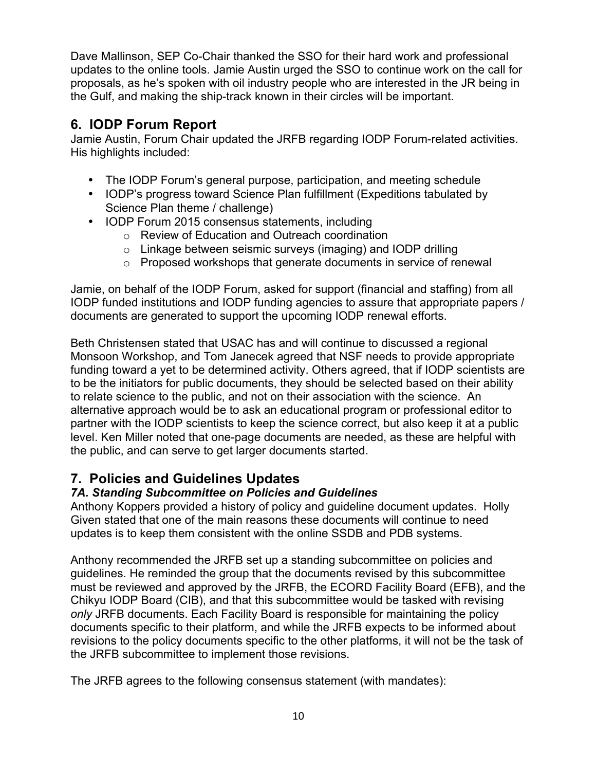Dave Mallinson, SEP Co-Chair thanked the SSO for their hard work and professional updates to the online tools. Jamie Austin urged the SSO to continue work on the call for proposals, as he's spoken with oil industry people who are interested in the JR being in the Gulf, and making the ship-track known in their circles will be important.

## 6. IODP Forum Report

Jamie Austin, Forum Chair updated the JRFB regarding IODP Forum-related activities. His highlights included:

- The IODP Forum's general purpose, participation, and meeting schedule
- IODP's progress toward Science Plan fulfillment (Expeditions tabulated by Science Plan theme / challenge)
- IODP Forum 2015 consensus statements, including
  - Review of Education and Outreach coordination
  - Linkage between seismic surveys (imaging) and IODP drilling
  - Proposed workshops that generate documents in service of renewal

Jamie, on behalf of the IODP Forum, asked for support (financial and staffing) from all IODP funded institutions and IODP funding agencies to assure that appropriate papers / documents are generated to support the upcoming IODP renewal efforts.

Beth Christensen stated that USAC has and will continue to discussed a regional Monsoon Workshop, and Tom Janecek agreed that NSF needs to provide appropriate funding toward a yet to be determined activity. Others agreed, that if IODP scientists are to be the initiators for public documents, they should be selected based on their ability to relate science to the public, and not on their association with the science. An alternative approach would be to ask an educational program or professional editor to partner with the IODP scientists to keep the science correct, but also keep it at a public level. Ken Miller noted that one-page documents are needed, as these are helpful with the public, and can serve to get larger documents started.

## 7. Policies and Guidelines Updates

### *7A. Standing Subcommittee on Policies and Guidelines*

Anthony Koppers provided a history of policy and guideline document updates. Holly Given stated that one of the main reasons these documents will continue to need updates is to keep them consistent with the online SSDB and PDB systems.

Anthony recommended the JRFB set up a standing subcommittee on policies and guidelines. He reminded the group that the documents revised by this subcommittee must be reviewed and approved by the JRFB, the ECORD Facility Board (EFB), and the Chikyu IODP Board (CIB), and that this subcommittee would be tasked with revising *only* JRFB documents. Each Facility Board is responsible for maintaining the policy documents specific to their platform, and while the JRFB expects to be informed about revisions to the policy documents specific to the other platforms, it will not be the task of the JRFB subcommittee to implement those revisions.

The JRFB agrees to the following consensus statement (with mandates):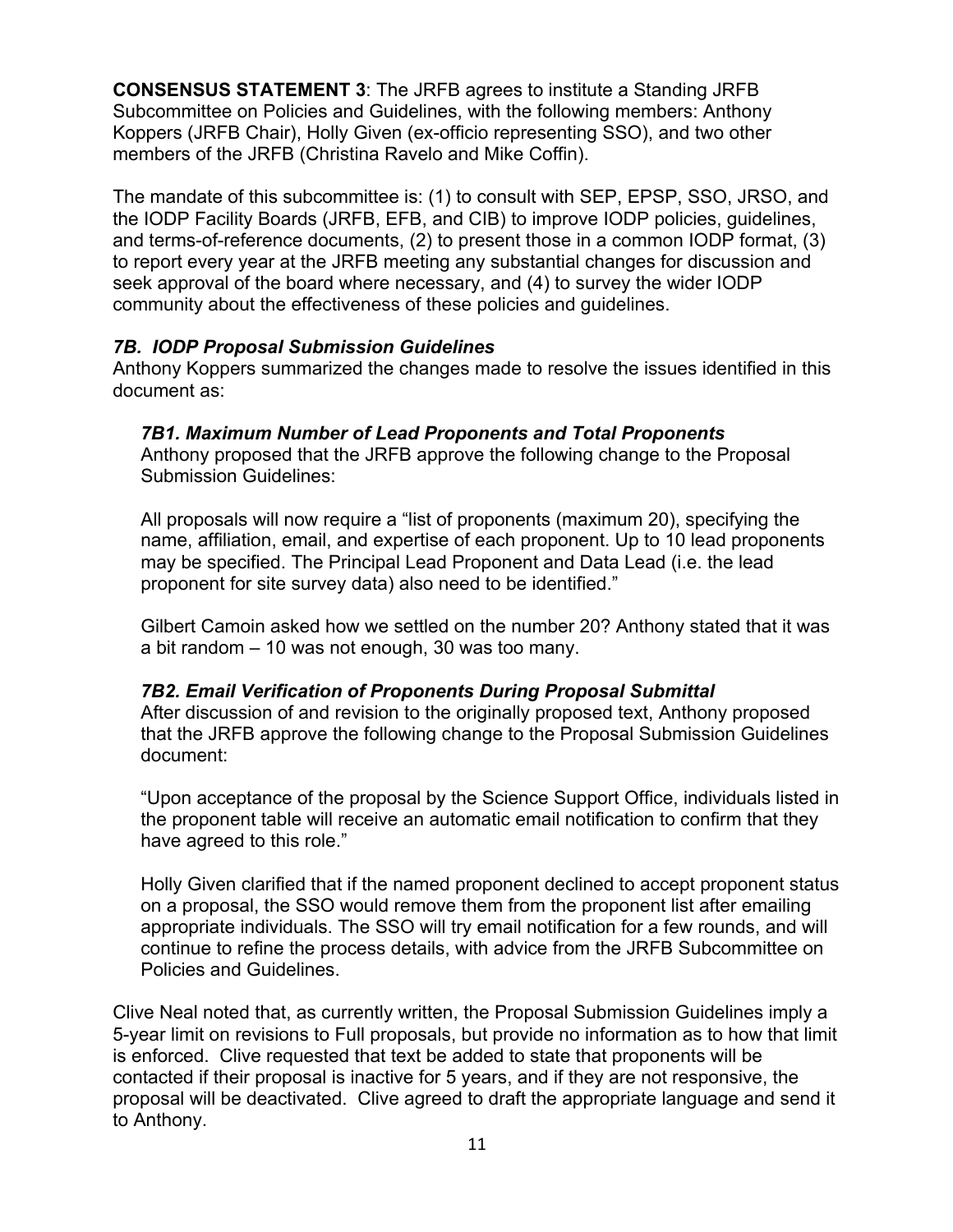**CONSENSUS STATEMENT 3**: The JRFB agrees to institute a Standing JRFB Subcommittee on Policies and Guidelines, with the following members: Anthony Koppers (JRFB Chair), Holly Given (ex-officio representing SSO), and two other members of the JRFB (Christina Ravelo and Mike Coffin).

The mandate of this subcommittee is: (1) to consult with SEP, EPSP, SSO, JRSO, and the IODP Facility Boards (JRFB, EFB, and CIB) to improve IODP policies, guidelines, and terms-of-reference documents, (2) to present those in a common IODP format, (3) to report every year at the JRFB meeting any substantial changes for discussion and seek approval of the board where necessary, and (4) to survey the wider IODP community about the effectiveness of these policies and guidelines.

### *7B. IODP Proposal Submission Guidelines*

Anthony Koppers summarized the changes made to resolve the issues identified in this document as:

#### *7B1. Maximum Number of Lead Proponents and Total Proponents*

Anthony proposed that the JRFB approve the following change to the Proposal Submission Guidelines:

All proposals will now require a "list of proponents (maximum 20), specifying the name, affiliation, email, and expertise of each proponent. Up to 10 lead proponents may be specified. The Principal Lead Proponent and Data Lead (i.e. the lead proponent for site survey data) also need to be identified."

Gilbert Camoin asked how we settled on the number 20? Anthony stated that it was a bit random – 10 was not enough, 30 was too many.

#### *7B2. Email Verification of Proponents During Proposal Submittal*

After discussion of and revision to the originally proposed text, Anthony proposed that the JRFB approve the following change to the Proposal Submission Guidelines document:

"Upon acceptance of the proposal by the Science Support Office, individuals listed in the proponent table will receive an automatic email notification to confirm that they have agreed to this role."

Holly Given clarified that if the named proponent declined to accept proponent status on a proposal, the SSO would remove them from the proponent list after emailing appropriate individuals. The SSO will try email notification for a few rounds, and will continue to refine the process details, with advice from the JRFB Subcommittee on Policies and Guidelines.

Clive Neal noted that, as currently written, the Proposal Submission Guidelines imply a 5-year limit on revisions to Full proposals, but provide no information as to how that limit is enforced. Clive requested that text be added to state that proponents will be contacted if their proposal is inactive for 5 years, and if they are not responsive, the proposal will be deactivated. Clive agreed to draft the appropriate language and send it to Anthony.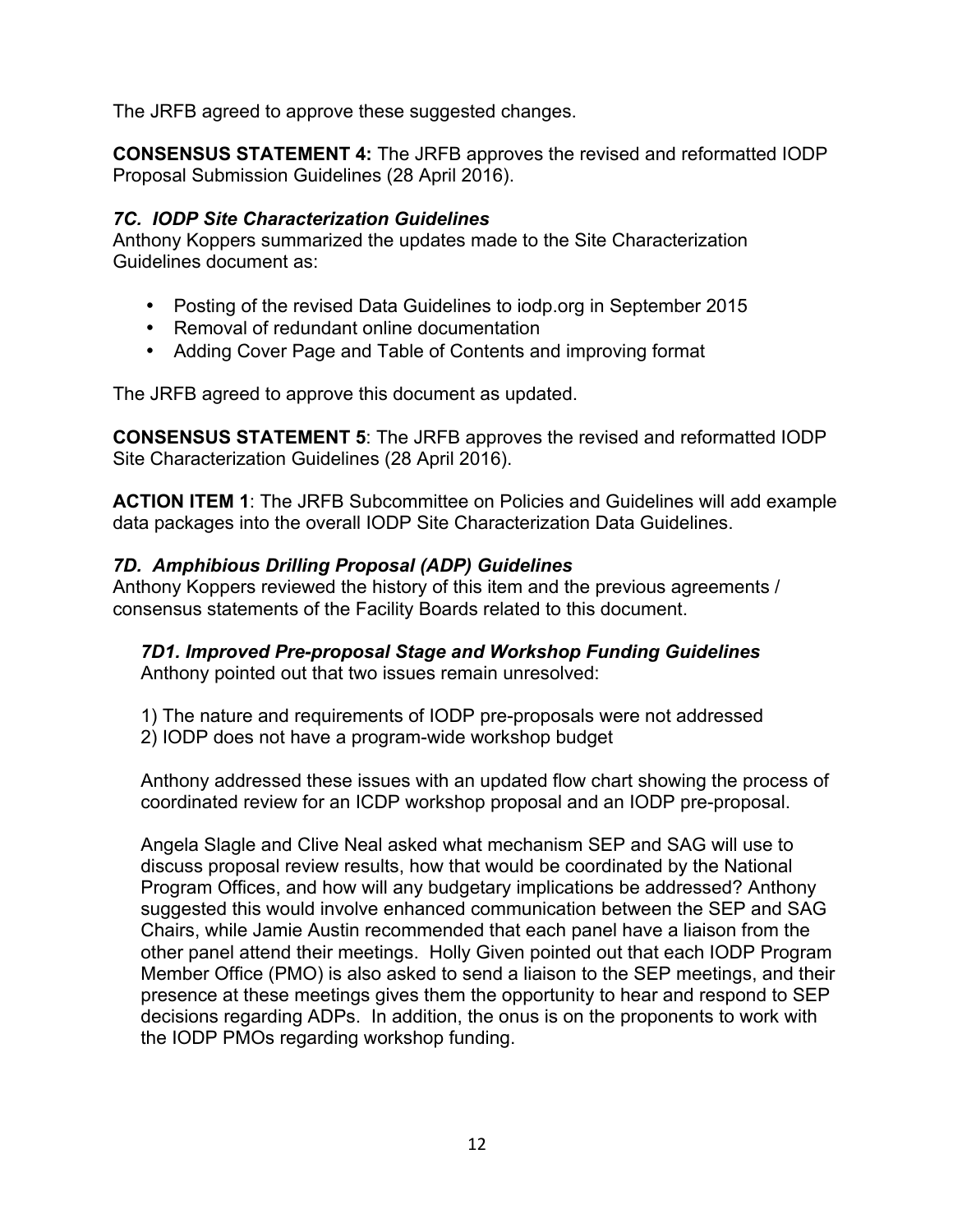The JRFB agreed to approve these suggested changes.

**CONSENSUS STATEMENT 4:** The JRFB approves the revised and reformatted IODP Proposal Submission Guidelines (28 April 2016).

### *7C. IODP Site Characterization Guidelines*

Anthony Koppers summarized the updates made to the Site Characterization Guidelines document as:

- Posting of the revised Data Guidelines to iodp.org in September 2015
- Removal of redundant online documentation
- Adding Cover Page and Table of Contents and improving format

The JRFB agreed to approve this document as updated.

**CONSENSUS STATEMENT 5**: The JRFB approves the revised and reformatted IODP Site Characterization Guidelines (28 April 2016).

**ACTION ITEM 1**: The JRFB Subcommittee on Policies and Guidelines will add example data packages into the overall IODP Site Characterization Data Guidelines.

### *7D. Amphibious Drilling Proposal (ADP) Guidelines*

Anthony Koppers reviewed the history of this item and the previous agreements / consensus statements of the Facility Boards related to this document.

#### *7D1. Improved Pre-proposal Stage and Workshop Funding Guidelines*

Anthony pointed out that two issues remain unresolved:

1) The nature and requirements of IODP pre-proposals were not addressed
2) IODP does not have a program-wide workshop budget

Anthony addressed these issues with an updated flow chart showing the process of coordinated review for an ICDP workshop proposal and an IODP pre-proposal.

Angela Slagle and Clive Neal asked what mechanism SEP and SAG will use to discuss proposal review results, how that would be coordinated by the National Program Offices, and how will any budgetary implications be addressed? Anthony suggested this would involve enhanced communication between the SEP and SAG Chairs, while Jamie Austin recommended that each panel have a liaison from the other panel attend their meetings. Holly Given pointed out that each IODP Program Member Office (PMO) is also asked to send a liaison to the SEP meetings, and their presence at these meetings gives them the opportunity to hear and respond to SEP decisions regarding ADPs. In addition, the onus is on the proponents to work with the IODP PMOs regarding workshop funding.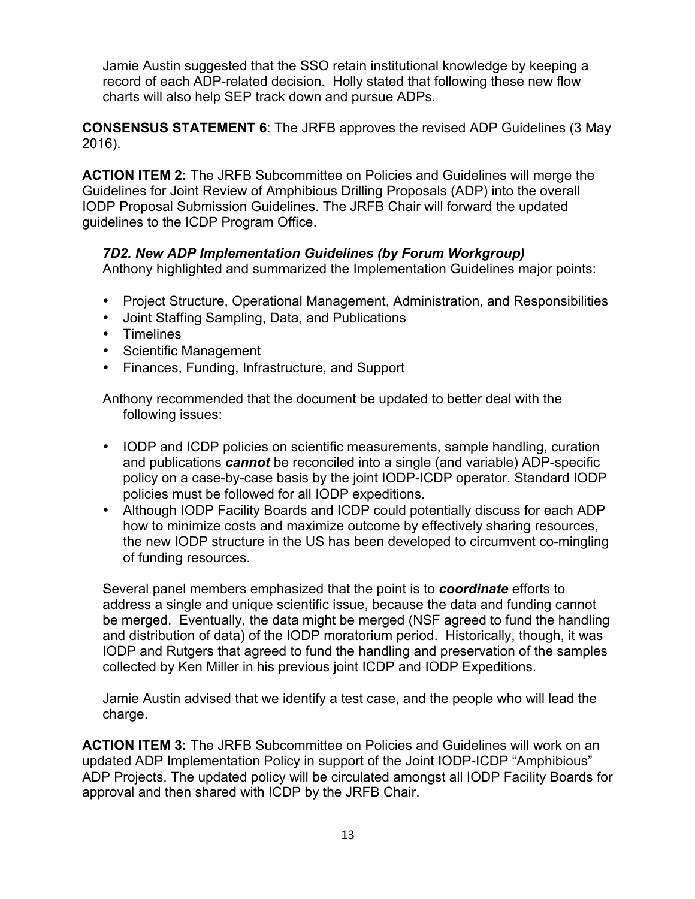Jamie Austin suggested that the SSO retain institutional knowledge by keeping a record of each ADP-related decision. Holly stated that following these new flow charts will also help SEP track down and pursue ADPs.

**CONSENSUS STATEMENT 6**: The JRFB approves the revised ADP Guidelines (3 May 2016).

**ACTION ITEM 2:** The JRFB Subcommittee on Policies and Guidelines will merge the Guidelines for Joint Review of Amphibious Drilling Proposals (ADP) into the overall IODP Proposal Submission Guidelines. The JRFB Chair will forward the updated guidelines to the ICDP Program Office.

### *7D2. New ADP Implementation Guidelines (by Forum Workgroup)*

Anthony highlighted and summarized the Implementation Guidelines major points:

- Project Structure, Operational Management, Administration, and Responsibilities
- Joint Staffing Sampling, Data, and Publications
- Timelines
- Scientific Management
- Finances, Funding, Infrastructure, and Support

Anthony recommended that the document be updated to better deal with the following issues:

- IODP and ICDP policies on scientific measurements, sample handling, curation and publications ***cannot*** be reconciled into a single (and variable) ADP-specific policy on a case-by-case basis by the joint IODP-ICDP operator. Standard IODP policies must be followed for all IODP expeditions.
- Although IODP Facility Boards and ICDP could potentially discuss for each ADP how to minimize costs and maximize outcome by effectively sharing resources, the new IODP structure in the US has been developed to circumvent co-mingling of funding resources.

Several panel members emphasized that the point is to ***coordinate*** efforts to address a single and unique scientific issue, because the data and funding cannot be merged. Eventually, the data might be merged (NSF agreed to fund the handling and distribution of data) of the IODP moratorium period. Historically, though, it was IODP and Rutgers that agreed to fund the handling and preservation of the samples collected by Ken Miller in his previous joint ICDP and IODP Expeditions.

Jamie Austin advised that we identify a test case, and the people who will lead the charge.

**ACTION ITEM 3:** The JRFB Subcommittee on Policies and Guidelines will work on an updated ADP Implementation Policy in support of the Joint IODP-ICDP "Amphibious" ADP Projects. The updated policy will be circulated amongst all IODP Facility Boards for approval and then shared with ICDP by the JRFB Chair.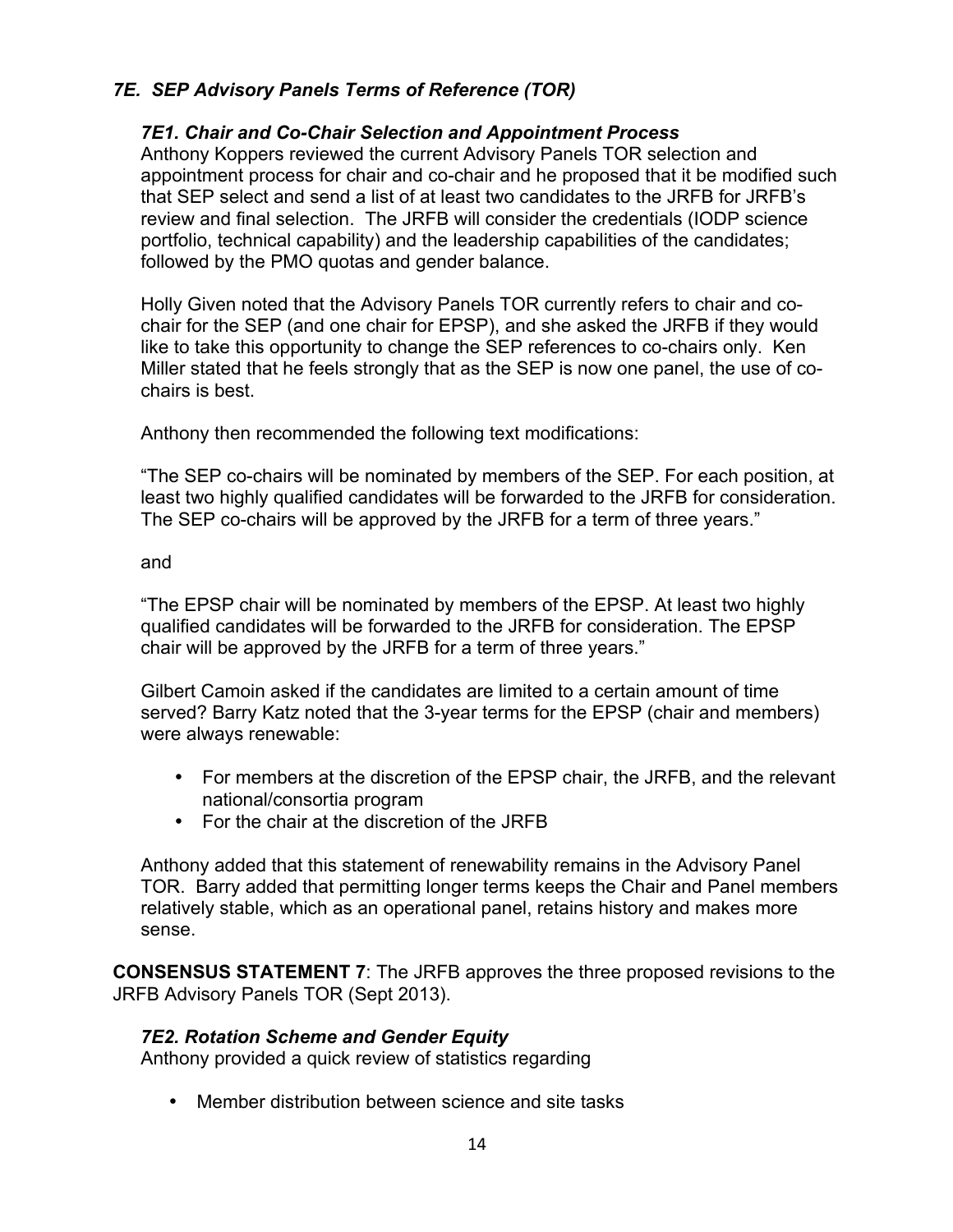### *7E. SEP Advisory Panels Terms of Reference (TOR)*

#### *7E1. Chair and Co-Chair Selection and Appointment Process*

Anthony Koppers reviewed the current Advisory Panels TOR selection and appointment process for chair and co-chair and he proposed that it be modified such that SEP select and send a list of at least two candidates to the JRFB for JRFB's review and final selection. The JRFB will consider the credentials (IODP science portfolio, technical capability) and the leadership capabilities of the candidates; followed by the PMO quotas and gender balance.

Holly Given noted that the Advisory Panels TOR currently refers to chair and co-chair for the SEP (and one chair for EPSP), and she asked the JRFB if they would like to take this opportunity to change the SEP references to co-chairs only. Ken Miller stated that he feels strongly that as the SEP is now one panel, the use of co-chairs is best.

Anthony then recommended the following text modifications:

"The SEP co-chairs will be nominated by members of the SEP. For each position, at least two highly qualified candidates will be forwarded to the JRFB for consideration. The SEP co-chairs will be approved by the JRFB for a term of three years."

and

"The EPSP chair will be nominated by members of the EPSP. At least two highly qualified candidates will be forwarded to the JRFB for consideration. The EPSP chair will be approved by the JRFB for a term of three years."

Gilbert Camoin asked if the candidates are limited to a certain amount of time served? Barry Katz noted that the 3-year terms for the EPSP (chair and members) were always renewable:

- For members at the discretion of the EPSP chair, the JRFB, and the relevant national/consortia program
- For the chair at the discretion of the JRFB

Anthony added that this statement of renewability remains in the Advisory Panel TOR. Barry added that permitting longer terms keeps the Chair and Panel members relatively stable, which as an operational panel, retains history and makes more sense.

**CONSENSUS STATEMENT 7**: The JRFB approves the three proposed revisions to the JRFB Advisory Panels TOR (Sept 2013).

#### *7E2. Rotation Scheme and Gender Equity*

Anthony provided a quick review of statistics regarding

- Member distribution between science and site tasks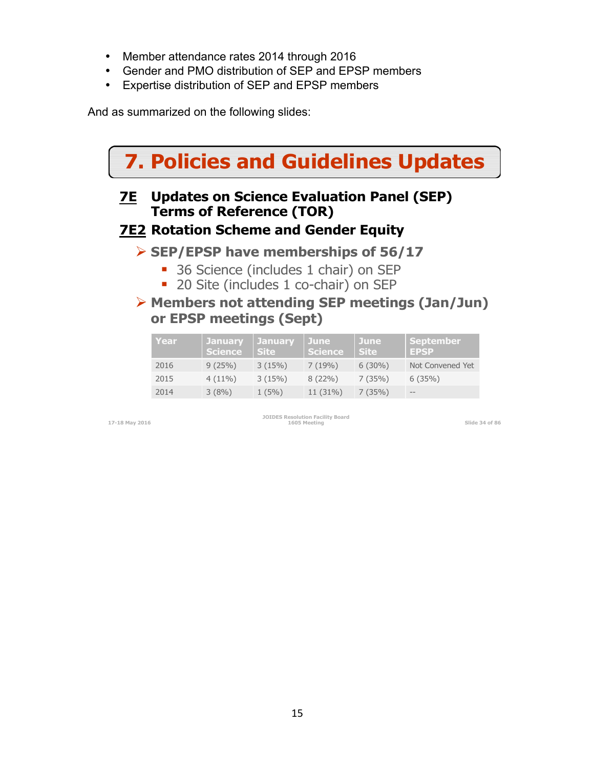- Member attendance rates 2014 through 2016
- Gender and PMO distribution of SEP and EPSP members
- Expertise distribution of SEP and EPSP members

And as summarized on the following slides:

## 7. Policies and Guidelines Updates

### 7E Updates on Science Evaluation Panel (SEP) Terms of Reference (TOR)

### 7E2 Rotation Scheme and Gender Equity

- **SEP/EPSP have memberships of 56/17**
  - 36 Science (includes 1 chair) on SEP
  - 20 Site (includes 1 co-chair) on SEP
- **Members not attending SEP meetings (Jan/Jun) or EPSP meetings (Sept)**

| Year | January Science | January Site | June Science | June Site | September EPSP |
|---|---|---|---|---|---|
| 2016 | 9 (25%) | 3 (15%) | 7 (19%) | 6 (30%) | Not Convened Yet |
| 2015 | 4 (11%) | 3 (15%) | 8 (22%) | 7 (35%) | 6 (35%) |
| 2014 | 3 (8%) | 1 (5%) | 11 (31%) | 7 (35%) | -- |

17-18 May 2016 — JOIDES Resolution Facility Board 1605 Meeting — Slide 34 of 86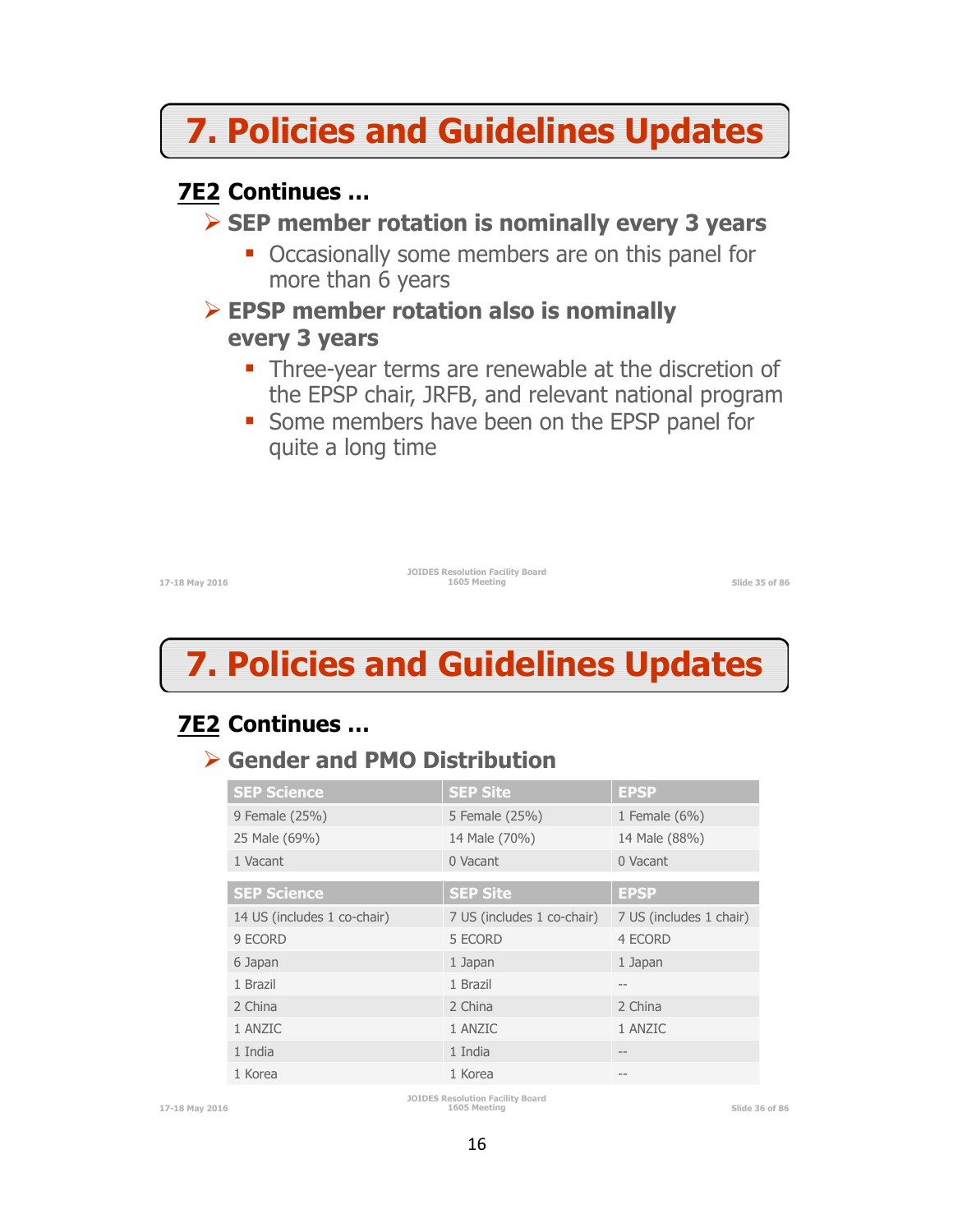# 7. Policies and Guidelines Updates

## 7E2 Continues …

- **SEP member rotation is nominally every 3 years**
  - Occasionally some members are on this panel for more than 6 years
- **EPSP member rotation also is nominally every 3 years**
  - Three-year terms are renewable at the discretion of the EPSP chair, JRFB, and relevant national program
  - Some members have been on the EPSP panel for quite a long time

# 7. Policies and Guidelines Updates

## 7E2 Continues …

- **Gender and PMO Distribution**

| SEP Science | SEP Site | EPSP |
|---|---|---|
| 9 Female (25%) | 5 Female (25%) | 1 Female (6%) |
| 25 Male (69%) | 14 Male (70%) | 14 Male (88%) |
| 1 Vacant | 0 Vacant | 0 Vacant |

| SEP Science | SEP Site | EPSP |
|---|---|---|
| 14 US (includes 1 co-chair) | 7 US (includes 1 co-chair) | 7 US (includes 1 chair) |
| 9 ECORD | 5 ECORD | 4 ECORD |
| 6 Japan | 1 Japan | 1 Japan |
| 1 Brazil | 1 Brazil | -- |
| 2 China | 2 China | 2 China |
| 1 ANZIC | 1 ANZIC | 1 ANZIC |
| 1 India | 1 India | -- |
| 1 Korea | 1 Korea | -- |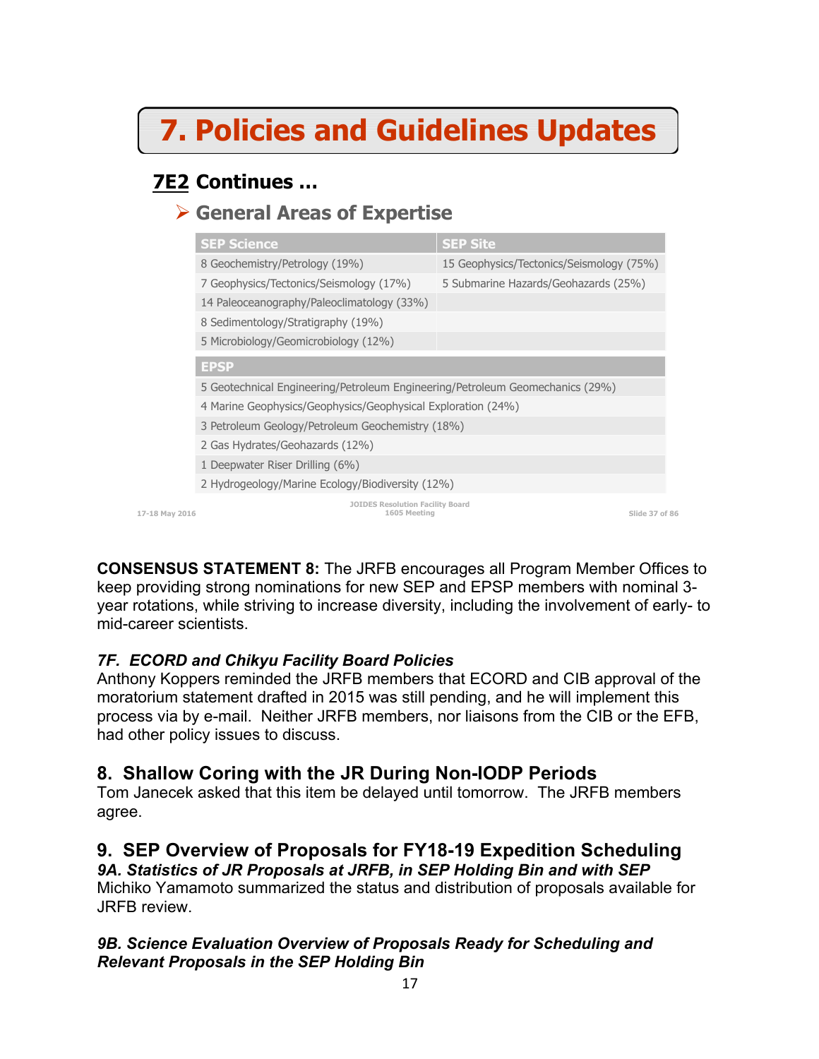# 7. Policies and Guidelines Updates

## 7E2 Continues ...

### General Areas of Expertise

| SEP Science | SEP Site |
|---|---|
| 8 Geochemistry/Petrology (19%) | 15 Geophysics/Tectonics/Seismology (75%) |
| 7 Geophysics/Tectonics/Seismology (17%) | 5 Submarine Hazards/Geohazards (25%) |
| 14 Paleoceanography/Paleoclimatology (33%) | |
| 8 Sedimentology/Stratigraphy (19%) | |
| 5 Microbiology/Geomicrobiology (12%) | |

| EPSP |
|---|
| 5 Geotechnical Engineering/Petroleum Engineering/Petroleum Geomechanics (29%) |
| 4 Marine Geophysics/Geophysics/Geophysical Exploration (24%) |
| 3 Petroleum Geology/Petroleum Geochemistry (18%) |
| 2 Gas Hydrates/Geohazards (12%) |
| 1 Deepwater Riser Drilling (6%) |
| 2 Hydrogeology/Marine Ecology/Biodiversity (12%) |

17-18 May 2016 — JOIDES Resolution Facility Board 1605 Meeting — Slide 37 of 86

**CONSENSUS STATEMENT 8:** The JRFB encourages all Program Member Offices to keep providing strong nominations for new SEP and EPSP members with nominal 3-year rotations, while striving to increase diversity, including the involvement of early- to mid-career scientists.

***7F. ECORD and Chikyu Facility Board Policies***

Anthony Koppers reminded the JRFB members that ECORD and CIB approval of the moratorium statement drafted in 2015 was still pending, and he will implement this process via by e-mail. Neither JRFB members, nor liaisons from the CIB or the EFB, had other policy issues to discuss.

## 8. Shallow Coring with the JR During Non-IODP Periods

Tom Janecek asked that this item be delayed until tomorrow. The JRFB members agree.

## 9. SEP Overview of Proposals for FY18-19 Expedition Scheduling

***9A. Statistics of JR Proposals at JRFB, in SEP Holding Bin and with SEP***

Michiko Yamamoto summarized the status and distribution of proposals available for JRFB review.

***9B. Science Evaluation Overview of Proposals Ready for Scheduling and Relevant Proposals in the SEP Holding Bin***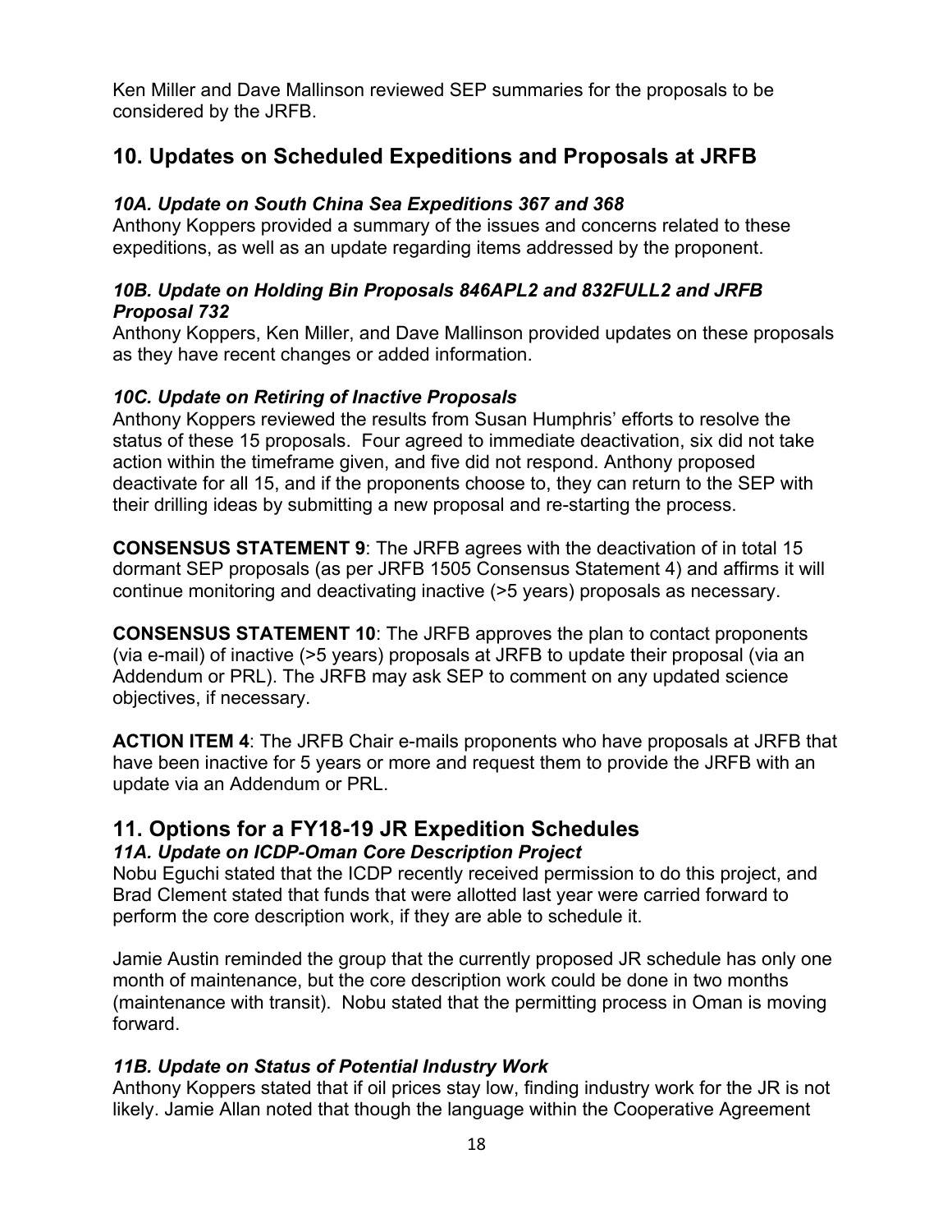Ken Miller and Dave Mallinson reviewed SEP summaries for the proposals to be considered by the JRFB.

## 10. Updates on Scheduled Expeditions and Proposals at JRFB

### *10A. Update on South China Sea Expeditions 367 and 368*

Anthony Koppers provided a summary of the issues and concerns related to these expeditions, as well as an update regarding items addressed by the proponent.

### *10B. Update on Holding Bin Proposals 846APL2 and 832FULL2 and JRFB Proposal 732*

Anthony Koppers, Ken Miller, and Dave Mallinson provided updates on these proposals as they have recent changes or added information.

### *10C. Update on Retiring of Inactive Proposals*

Anthony Koppers reviewed the results from Susan Humphris' efforts to resolve the status of these 15 proposals. Four agreed to immediate deactivation, six did not take action within the timeframe given, and five did not respond. Anthony proposed deactivate for all 15, and if the proponents choose to, they can return to the SEP with their drilling ideas by submitting a new proposal and re-starting the process.

**CONSENSUS STATEMENT 9**: The JRFB agrees with the deactivation of in total 15 dormant SEP proposals (as per JRFB 1505 Consensus Statement 4) and affirms it will continue monitoring and deactivating inactive (>5 years) proposals as necessary.

**CONSENSUS STATEMENT 10**: The JRFB approves the plan to contact proponents (via e-mail) of inactive (>5 years) proposals at JRFB to update their proposal (via an Addendum or PRL). The JRFB may ask SEP to comment on any updated science objectives, if necessary.

**ACTION ITEM 4**: The JRFB Chair e-mails proponents who have proposals at JRFB that have been inactive for 5 years or more and request them to provide the JRFB with an update via an Addendum or PRL.

## 11. Options for a FY18-19 JR Expedition Schedules

### *11A. Update on ICDP-Oman Core Description Project*

Nobu Eguchi stated that the ICDP recently received permission to do this project, and Brad Clement stated that funds that were allotted last year were carried forward to perform the core description work, if they are able to schedule it.

Jamie Austin reminded the group that the currently proposed JR schedule has only one month of maintenance, but the core description work could be done in two months (maintenance with transit). Nobu stated that the permitting process in Oman is moving forward.

### *11B. Update on Status of Potential Industry Work*

Anthony Koppers stated that if oil prices stay low, finding industry work for the JR is not likely. Jamie Allan noted that though the language within the Cooperative Agreement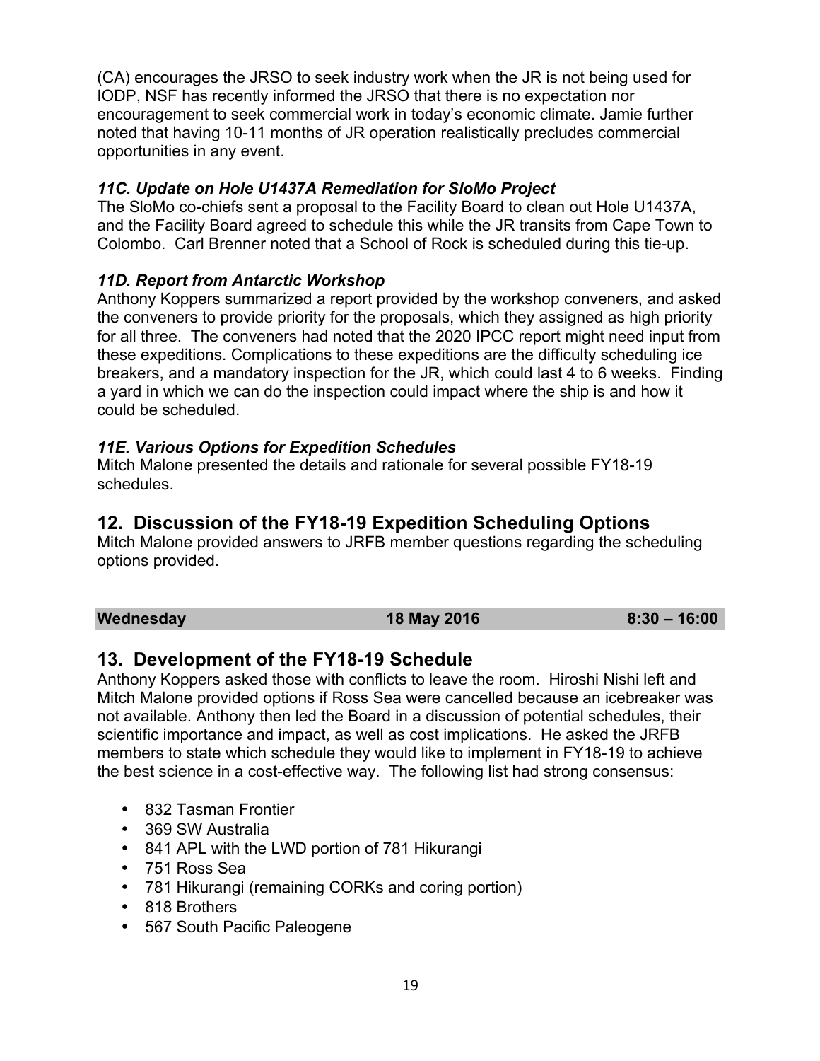(CA) encourages the JRSO to seek industry work when the JR is not being used for IODP, NSF has recently informed the JRSO that there is no expectation nor encouragement to seek commercial work in today's economic climate. Jamie further noted that having 10-11 months of JR operation realistically precludes commercial opportunities in any event.

### *11C. Update on Hole U1437A Remediation for SloMo Project*

The SloMo co-chiefs sent a proposal to the Facility Board to clean out Hole U1437A, and the Facility Board agreed to schedule this while the JR transits from Cape Town to Colombo. Carl Brenner noted that a School of Rock is scheduled during this tie-up.

### *11D. Report from Antarctic Workshop*

Anthony Koppers summarized a report provided by the workshop conveners, and asked the conveners to provide priority for the proposals, which they assigned as high priority for all three. The conveners had noted that the 2020 IPCC report might need input from these expeditions. Complications to these expeditions are the difficulty scheduling ice breakers, and a mandatory inspection for the JR, which could last 4 to 6 weeks. Finding a yard in which we can do the inspection could impact where the ship is and how it could be scheduled.

### *11E. Various Options for Expedition Schedules*

Mitch Malone presented the details and rationale for several possible FY18-19 schedules.

## 12. Discussion of the FY18-19 Expedition Scheduling Options

Mitch Malone provided answers to JRFB member questions regarding the scheduling options provided.

| **Wednesday** | **18 May 2016** | **8:30 – 16:00** |
|---|---|---|

## 13. Development of the FY18-19 Schedule

Anthony Koppers asked those with conflicts to leave the room. Hiroshi Nishi left and Mitch Malone provided options if Ross Sea were cancelled because an icebreaker was not available. Anthony then led the Board in a discussion of potential schedules, their scientific importance and impact, as well as cost implications. He asked the JRFB members to state which schedule they would like to implement in FY18-19 to achieve the best science in a cost-effective way. The following list had strong consensus:

- 832 Tasman Frontier
- 369 SW Australia
- 841 APL with the LWD portion of 781 Hikurangi
- 751 Ross Sea
- 781 Hikurangi (remaining CORKs and coring portion)
- 818 Brothers
- 567 South Pacific Paleogene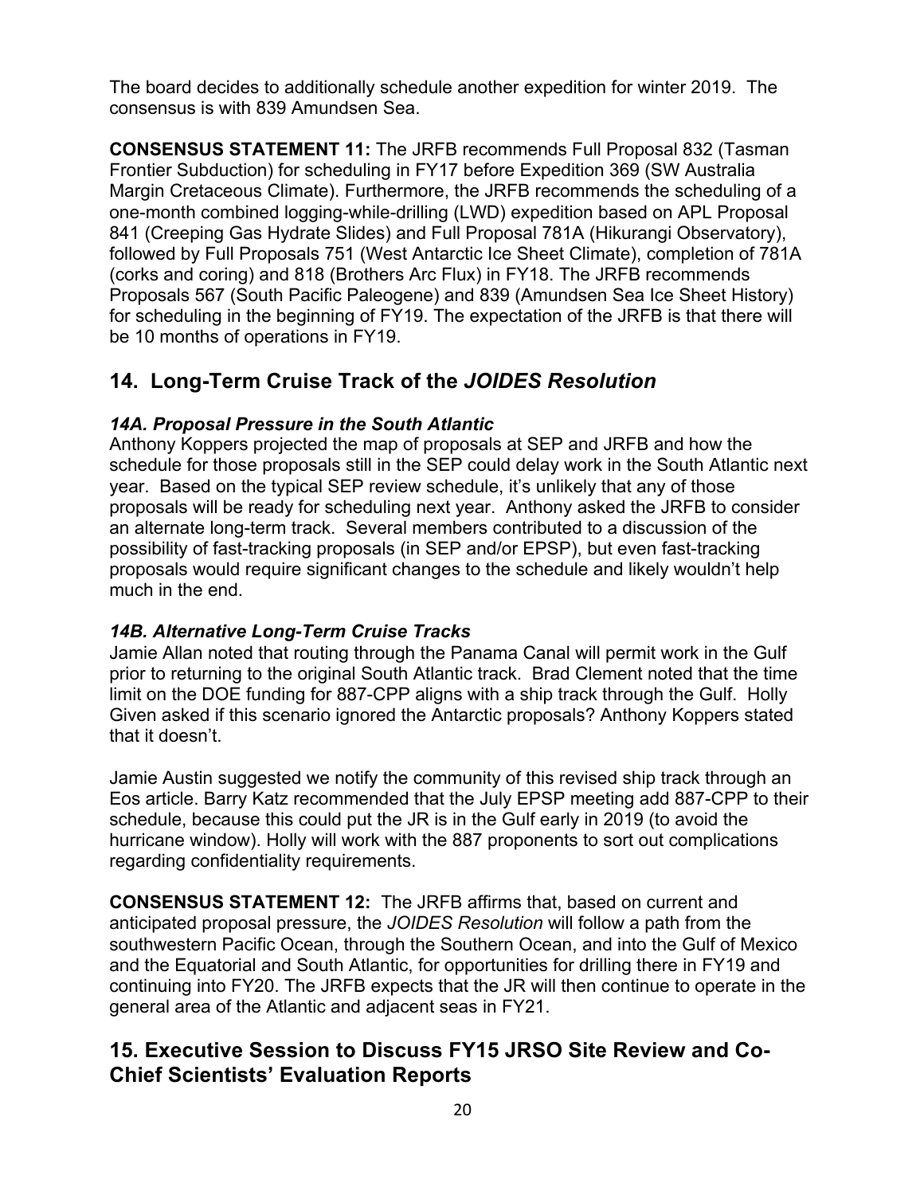The board decides to additionally schedule another expedition for winter 2019. The consensus is with 839 Amundsen Sea.

**CONSENSUS STATEMENT 11:** The JRFB recommends Full Proposal 832 (Tasman Frontier Subduction) for scheduling in FY17 before Expedition 369 (SW Australia Margin Cretaceous Climate). Furthermore, the JRFB recommends the scheduling of a one-month combined logging-while-drilling (LWD) expedition based on APL Proposal 841 (Creeping Gas Hydrate Slides) and Full Proposal 781A (Hikurangi Observatory), followed by Full Proposals 751 (West Antarctic Ice Sheet Climate), completion of 781A (corks and coring) and 818 (Brothers Arc Flux) in FY18. The JRFB recommends Proposals 567 (South Pacific Paleogene) and 839 (Amundsen Sea Ice Sheet History) for scheduling in the beginning of FY19. The expectation of the JRFB is that there will be 10 months of operations in FY19.

## 14. Long-Term Cruise Track of the *JOIDES Resolution*

### *14A. Proposal Pressure in the South Atlantic*

Anthony Koppers projected the map of proposals at SEP and JRFB and how the schedule for those proposals still in the SEP could delay work in the South Atlantic next year. Based on the typical SEP review schedule, it's unlikely that any of those proposals will be ready for scheduling next year. Anthony asked the JRFB to consider an alternate long-term track. Several members contributed to a discussion of the possibility of fast-tracking proposals (in SEP and/or EPSP), but even fast-tracking proposals would require significant changes to the schedule and likely wouldn't help much in the end.

### *14B. Alternative Long-Term Cruise Tracks*

Jamie Allan noted that routing through the Panama Canal will permit work in the Gulf prior to returning to the original South Atlantic track. Brad Clement noted that the time limit on the DOE funding for 887-CPP aligns with a ship track through the Gulf. Holly Given asked if this scenario ignored the Antarctic proposals? Anthony Koppers stated that it doesn't.

Jamie Austin suggested we notify the community of this revised ship track through an Eos article. Barry Katz recommended that the July EPSP meeting add 887-CPP to their schedule, because this could put the JR is in the Gulf early in 2019 (to avoid the hurricane window). Holly will work with the 887 proponents to sort out complications regarding confidentiality requirements.

**CONSENSUS STATEMENT 12:** The JRFB affirms that, based on current and anticipated proposal pressure, the *JOIDES Resolution* will follow a path from the southwestern Pacific Ocean, through the Southern Ocean, and into the Gulf of Mexico and the Equatorial and South Atlantic, for opportunities for drilling there in FY19 and continuing into FY20. The JRFB expects that the JR will then continue to operate in the general area of the Atlantic and adjacent seas in FY21.

## 15. Executive Session to Discuss FY15 JRSO Site Review and Co-Chief Scientists' Evaluation Reports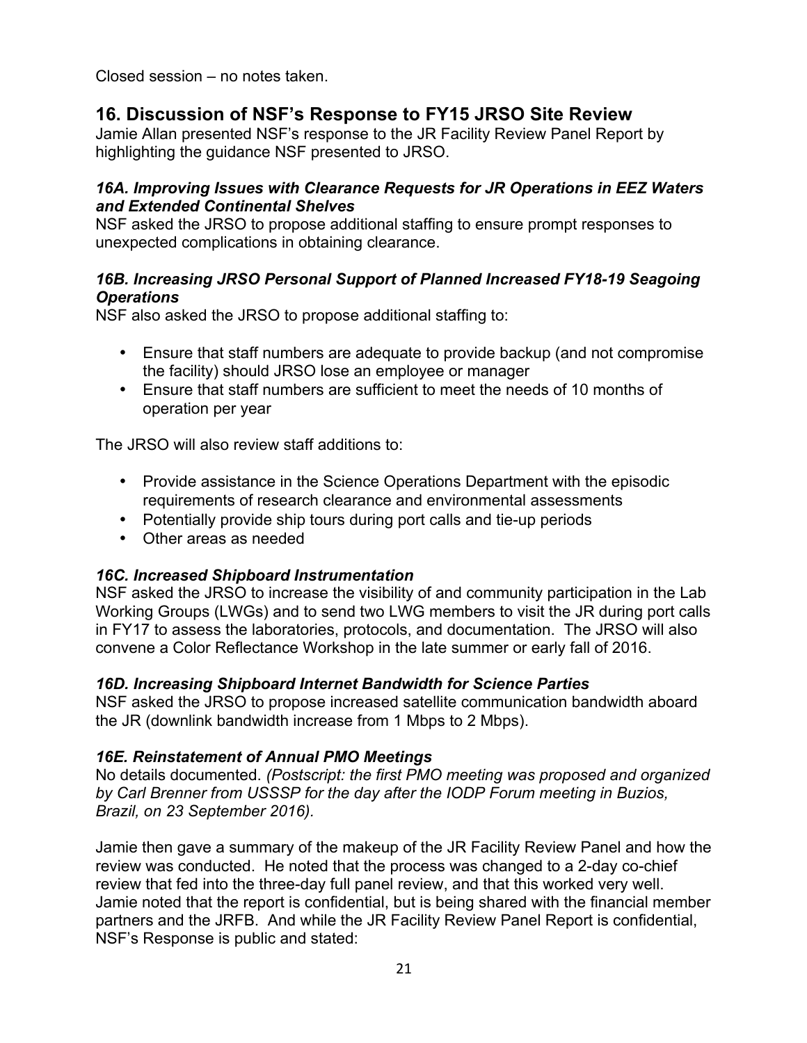Closed session – no notes taken.

## 16. Discussion of NSF's Response to FY15 JRSO Site Review

Jamie Allan presented NSF's response to the JR Facility Review Panel Report by highlighting the guidance NSF presented to JRSO.

### *16A. Improving Issues with Clearance Requests for JR Operations in EEZ Waters and Extended Continental Shelves*

NSF asked the JRSO to propose additional staffing to ensure prompt responses to unexpected complications in obtaining clearance.

### *16B. Increasing JRSO Personal Support of Planned Increased FY18-19 Seagoing Operations*

NSF also asked the JRSO to propose additional staffing to:

- Ensure that staff numbers are adequate to provide backup (and not compromise the facility) should JRSO lose an employee or manager
- Ensure that staff numbers are sufficient to meet the needs of 10 months of operation per year

The JRSO will also review staff additions to:

- Provide assistance in the Science Operations Department with the episodic requirements of research clearance and environmental assessments
- Potentially provide ship tours during port calls and tie-up periods
- Other areas as needed

### *16C. Increased Shipboard Instrumentation*

NSF asked the JRSO to increase the visibility of and community participation in the Lab Working Groups (LWGs) and to send two LWG members to visit the JR during port calls in FY17 to assess the laboratories, protocols, and documentation. The JRSO will also convene a Color Reflectance Workshop in the late summer or early fall of 2016.

### *16D. Increasing Shipboard Internet Bandwidth for Science Parties*

NSF asked the JRSO to propose increased satellite communication bandwidth aboard the JR (downlink bandwidth increase from 1 Mbps to 2 Mbps).

### *16E. Reinstatement of Annual PMO Meetings*

No details documented. *(Postscript: the first PMO meeting was proposed and organized by Carl Brenner from USSSP for the day after the IODP Forum meeting in Buzios, Brazil, on 23 September 2016).*

Jamie then gave a summary of the makeup of the JR Facility Review Panel and how the review was conducted. He noted that the process was changed to a 2-day co-chief review that fed into the three-day full panel review, and that this worked very well. Jamie noted that the report is confidential, but is being shared with the financial member partners and the JRFB. And while the JR Facility Review Panel Report is confidential, NSF's Response is public and stated: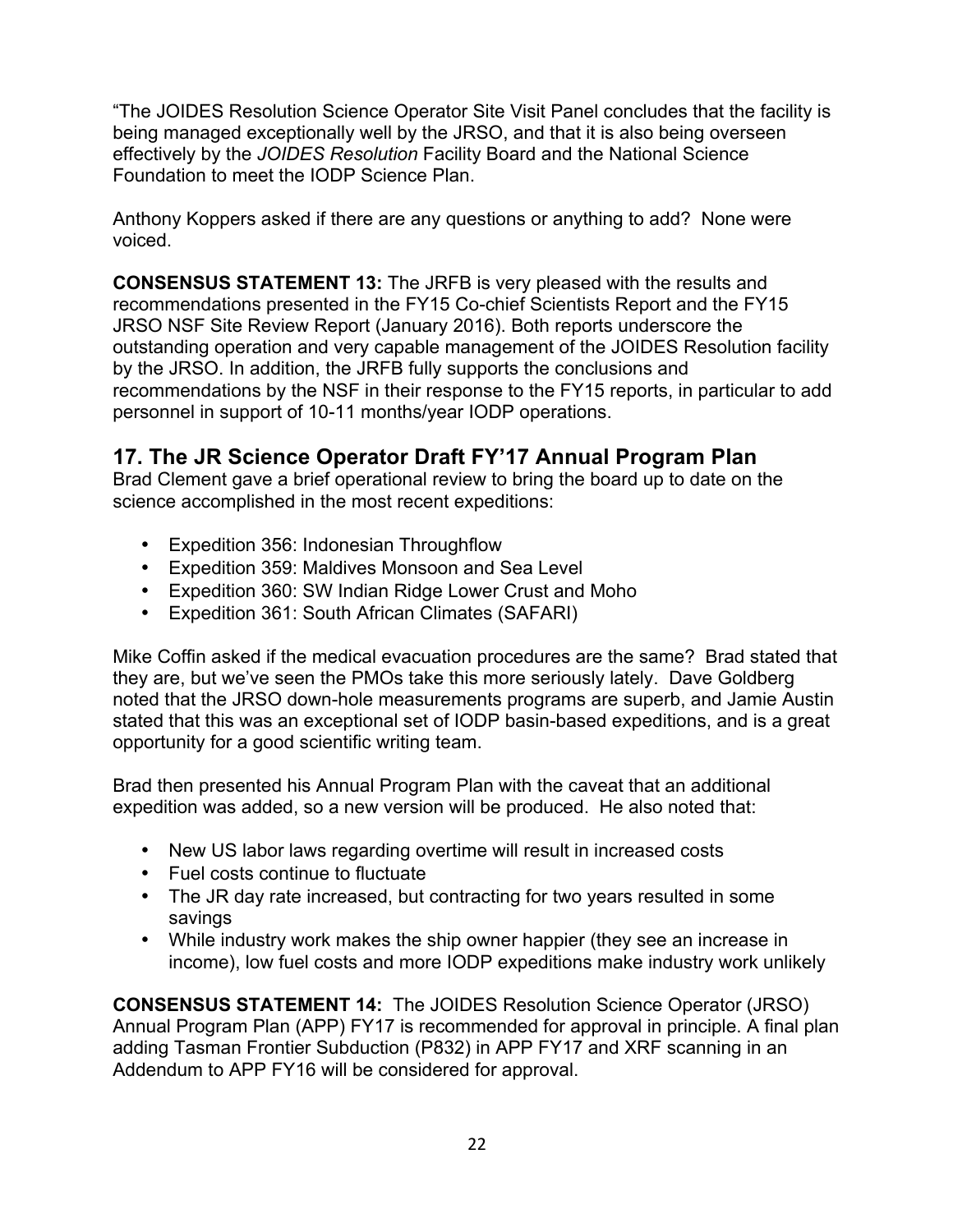"The JOIDES Resolution Science Operator Site Visit Panel concludes that the facility is being managed exceptionally well by the JRSO, and that it is also being overseen effectively by the *JOIDES Resolution* Facility Board and the National Science Foundation to meet the IODP Science Plan.

Anthony Koppers asked if there are any questions or anything to add? None were voiced.

**CONSENSUS STATEMENT 13:** The JRFB is very pleased with the results and recommendations presented in the FY15 Co-chief Scientists Report and the FY15 JRSO NSF Site Review Report (January 2016). Both reports underscore the outstanding operation and very capable management of the JOIDES Resolution facility by the JRSO. In addition, the JRFB fully supports the conclusions and recommendations by the NSF in their response to the FY15 reports, in particular to add personnel in support of 10-11 months/year IODP operations.

## 17. The JR Science Operator Draft FY'17 Annual Program Plan

Brad Clement gave a brief operational review to bring the board up to date on the science accomplished in the most recent expeditions:

- Expedition 356: Indonesian Throughflow
- Expedition 359: Maldives Monsoon and Sea Level
- Expedition 360: SW Indian Ridge Lower Crust and Moho
- Expedition 361: South African Climates (SAFARI)

Mike Coffin asked if the medical evacuation procedures are the same? Brad stated that they are, but we've seen the PMOs take this more seriously lately. Dave Goldberg noted that the JRSO down-hole measurements programs are superb, and Jamie Austin stated that this was an exceptional set of IODP basin-based expeditions, and is a great opportunity for a good scientific writing team.

Brad then presented his Annual Program Plan with the caveat that an additional expedition was added, so a new version will be produced. He also noted that:

- New US labor laws regarding overtime will result in increased costs
- Fuel costs continue to fluctuate
- The JR day rate increased, but contracting for two years resulted in some savings
- While industry work makes the ship owner happier (they see an increase in income), low fuel costs and more IODP expeditions make industry work unlikely

**CONSENSUS STATEMENT 14:** The JOIDES Resolution Science Operator (JRSO) Annual Program Plan (APP) FY17 is recommended for approval in principle. A final plan adding Tasman Frontier Subduction (P832) in APP FY17 and XRF scanning in an Addendum to APP FY16 will be considered for approval.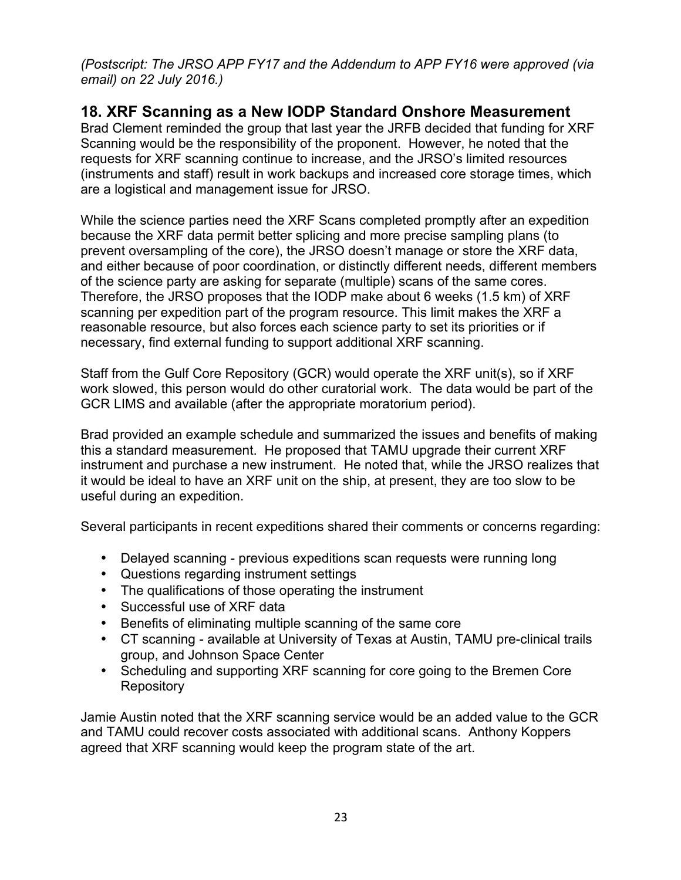*(Postscript: The JRSO APP FY17 and the Addendum to APP FY16 were approved (via email) on 22 July 2016.)*

## 18. XRF Scanning as a New IODP Standard Onshore Measurement

Brad Clement reminded the group that last year the JRFB decided that funding for XRF Scanning would be the responsibility of the proponent. However, he noted that the requests for XRF scanning continue to increase, and the JRSO's limited resources (instruments and staff) result in work backups and increased core storage times, which are a logistical and management issue for JRSO.

While the science parties need the XRF Scans completed promptly after an expedition because the XRF data permit better splicing and more precise sampling plans (to prevent oversampling of the core), the JRSO doesn't manage or store the XRF data, and either because of poor coordination, or distinctly different needs, different members of the science party are asking for separate (multiple) scans of the same cores. Therefore, the JRSO proposes that the IODP make about 6 weeks (1.5 km) of XRF scanning per expedition part of the program resource. This limit makes the XRF a reasonable resource, but also forces each science party to set its priorities or if necessary, find external funding to support additional XRF scanning.

Staff from the Gulf Core Repository (GCR) would operate the XRF unit(s), so if XRF work slowed, this person would do other curatorial work. The data would be part of the GCR LIMS and available (after the appropriate moratorium period).

Brad provided an example schedule and summarized the issues and benefits of making this a standard measurement. He proposed that TAMU upgrade their current XRF instrument and purchase a new instrument. He noted that, while the JRSO realizes that it would be ideal to have an XRF unit on the ship, at present, they are too slow to be useful during an expedition.

Several participants in recent expeditions shared their comments or concerns regarding:

- Delayed scanning - previous expeditions scan requests were running long
- Questions regarding instrument settings
- The qualifications of those operating the instrument
- Successful use of XRF data
- Benefits of eliminating multiple scanning of the same core
- CT scanning - available at University of Texas at Austin, TAMU pre-clinical trails group, and Johnson Space Center
- Scheduling and supporting XRF scanning for core going to the Bremen Core Repository

Jamie Austin noted that the XRF scanning service would be an added value to the GCR and TAMU could recover costs associated with additional scans. Anthony Koppers agreed that XRF scanning would keep the program state of the art.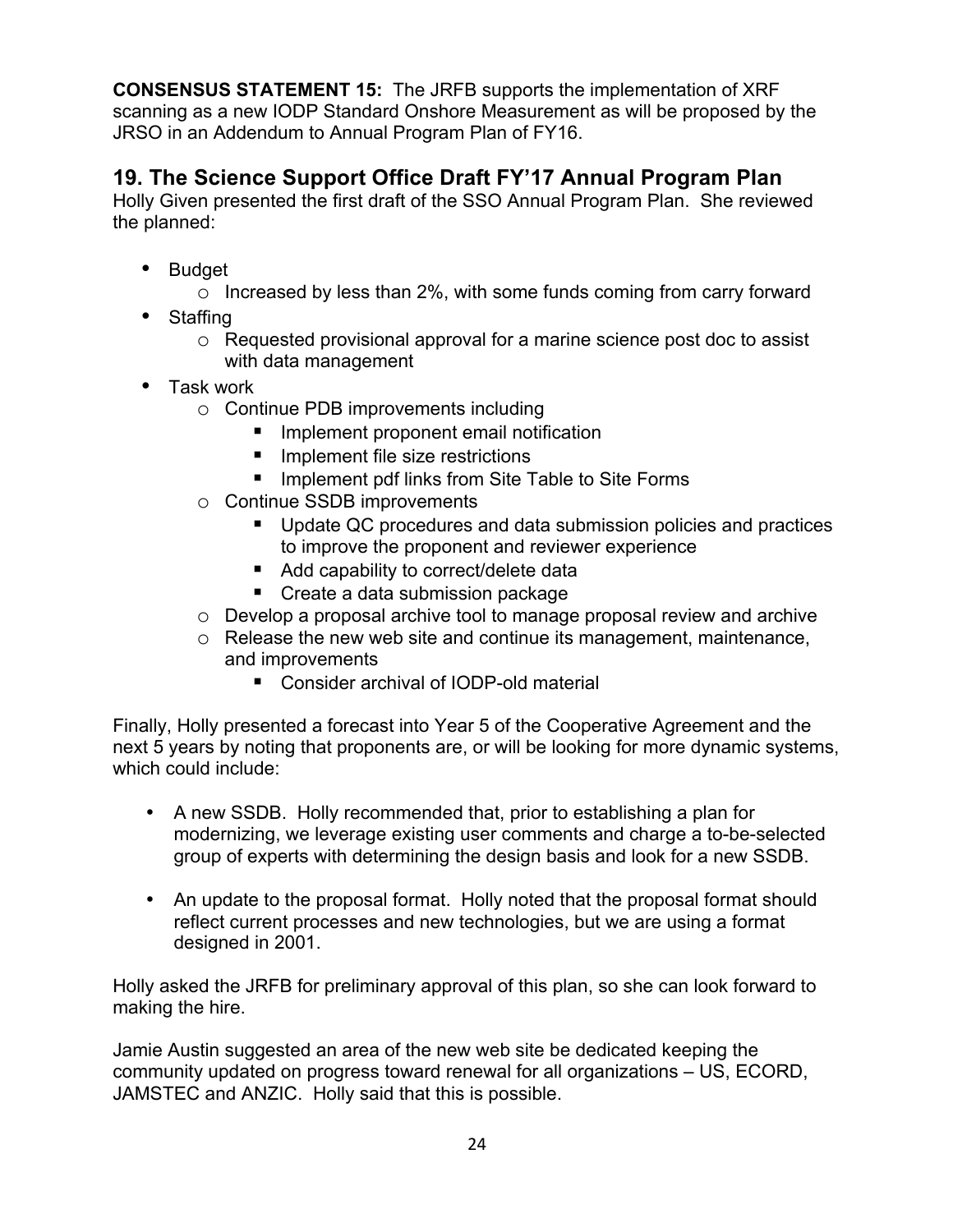**CONSENSUS STATEMENT 15:** The JRFB supports the implementation of XRF scanning as a new IODP Standard Onshore Measurement as will be proposed by the JRSO in an Addendum to Annual Program Plan of FY16.

## 19. The Science Support Office Draft FY'17 Annual Program Plan

Holly Given presented the first draft of the SSO Annual Program Plan. She reviewed the planned:

- Budget
  - Increased by less than 2%, with some funds coming from carry forward
- Staffing
  - Requested provisional approval for a marine science post doc to assist with data management
- Task work
  - Continue PDB improvements including
    - Implement proponent email notification
    - Implement file size restrictions
    - Implement pdf links from Site Table to Site Forms
  - Continue SSDB improvements
    - Update QC procedures and data submission policies and practices to improve the proponent and reviewer experience
    - Add capability to correct/delete data
    - Create a data submission package
  - Develop a proposal archive tool to manage proposal review and archive
  - Release the new web site and continue its management, maintenance, and improvements
    - Consider archival of IODP-old material

Finally, Holly presented a forecast into Year 5 of the Cooperative Agreement and the next 5 years by noting that proponents are, or will be looking for more dynamic systems, which could include:

- A new SSDB. Holly recommended that, prior to establishing a plan for modernizing, we leverage existing user comments and charge a to-be-selected group of experts with determining the design basis and look for a new SSDB.

- An update to the proposal format. Holly noted that the proposal format should reflect current processes and new technologies, but we are using a format designed in 2001.

Holly asked the JRFB for preliminary approval of this plan, so she can look forward to making the hire.

Jamie Austin suggested an area of the new web site be dedicated keeping the community updated on progress toward renewal for all organizations – US, ECORD, JAMSTEC and ANZIC. Holly said that this is possible.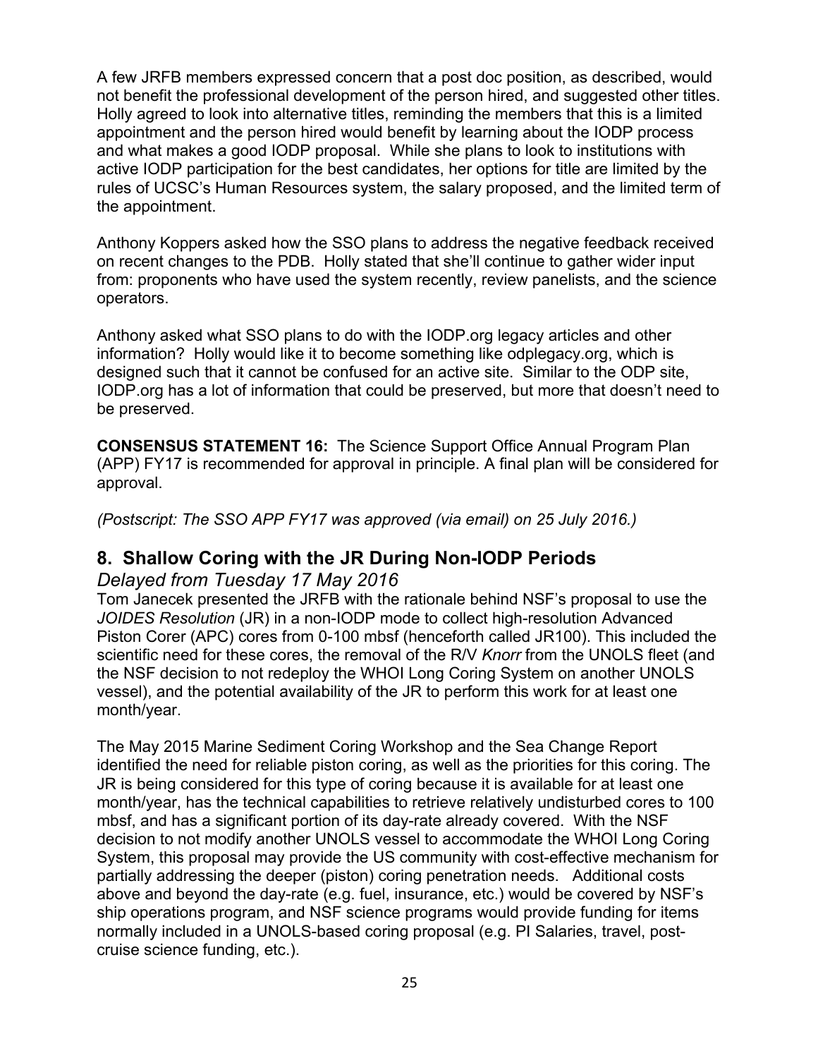A few JRFB members expressed concern that a post doc position, as described, would not benefit the professional development of the person hired, and suggested other titles. Holly agreed to look into alternative titles, reminding the members that this is a limited appointment and the person hired would benefit by learning about the IODP process and what makes a good IODP proposal. While she plans to look to institutions with active IODP participation for the best candidates, her options for title are limited by the rules of UCSC's Human Resources system, the salary proposed, and the limited term of the appointment.

Anthony Koppers asked how the SSO plans to address the negative feedback received on recent changes to the PDB. Holly stated that she'll continue to gather wider input from: proponents who have used the system recently, review panelists, and the science operators.

Anthony asked what SSO plans to do with the IODP.org legacy articles and other information? Holly would like it to become something like odplegacy.org, which is designed such that it cannot be confused for an active site. Similar to the ODP site, IODP.org has a lot of information that could be preserved, but more that doesn't need to be preserved.

**CONSENSUS STATEMENT 16:** The Science Support Office Annual Program Plan (APP) FY17 is recommended for approval in principle. A final plan will be considered for approval.

*(Postscript: The SSO APP FY17 was approved (via email) on 25 July 2016.)*

## 8. Shallow Coring with the JR During Non-IODP Periods

*Delayed from Tuesday 17 May 2016*

Tom Janecek presented the JRFB with the rationale behind NSF's proposal to use the *JOIDES Resolution* (JR) in a non-IODP mode to collect high-resolution Advanced Piston Corer (APC) cores from 0-100 mbsf (henceforth called JR100). This included the scientific need for these cores, the removal of the R/V *Knorr* from the UNOLS fleet (and the NSF decision to not redeploy the WHOI Long Coring System on another UNOLS vessel), and the potential availability of the JR to perform this work for at least one month/year.

The May 2015 Marine Sediment Coring Workshop and the Sea Change Report identified the need for reliable piston coring, as well as the priorities for this coring. The JR is being considered for this type of coring because it is available for at least one month/year, has the technical capabilities to retrieve relatively undisturbed cores to 100 mbsf, and has a significant portion of its day-rate already covered. With the NSF decision to not modify another UNOLS vessel to accommodate the WHOI Long Coring System, this proposal may provide the US community with cost-effective mechanism for partially addressing the deeper (piston) coring penetration needs. Additional costs above and beyond the day-rate (e.g. fuel, insurance, etc.) would be covered by NSF's ship operations program, and NSF science programs would provide funding for items normally included in a UNOLS-based coring proposal (e.g. PI Salaries, travel, post-cruise science funding, etc.).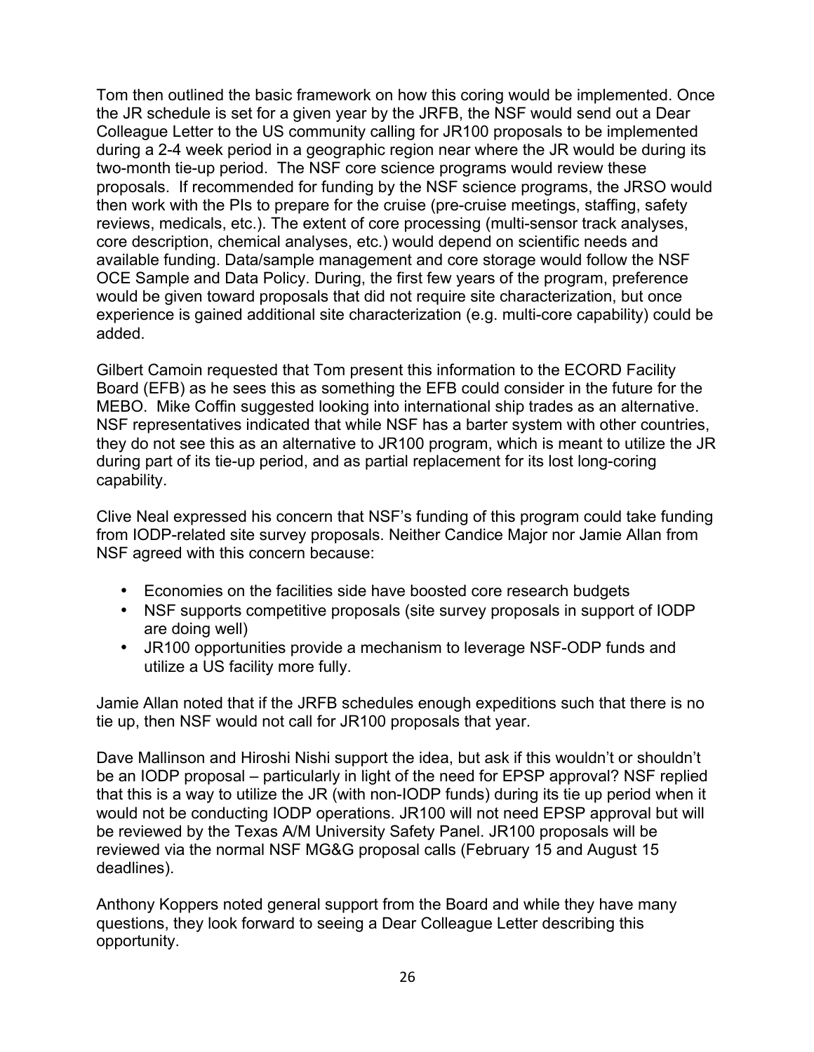Tom then outlined the basic framework on how this coring would be implemented. Once the JR schedule is set for a given year by the JRFB, the NSF would send out a Dear Colleague Letter to the US community calling for JR100 proposals to be implemented during a 2-4 week period in a geographic region near where the JR would be during its two-month tie-up period. The NSF core science programs would review these proposals. If recommended for funding by the NSF science programs, the JRSO would then work with the PIs to prepare for the cruise (pre-cruise meetings, staffing, safety reviews, medicals, etc.). The extent of core processing (multi-sensor track analyses, core description, chemical analyses, etc.) would depend on scientific needs and available funding. Data/sample management and core storage would follow the NSF OCE Sample and Data Policy. During, the first few years of the program, preference would be given toward proposals that did not require site characterization, but once experience is gained additional site characterization (e.g. multi-core capability) could be added.

Gilbert Camoin requested that Tom present this information to the ECORD Facility Board (EFB) as he sees this as something the EFB could consider in the future for the MEBO. Mike Coffin suggested looking into international ship trades as an alternative. NSF representatives indicated that while NSF has a barter system with other countries, they do not see this as an alternative to JR100 program, which is meant to utilize the JR during part of its tie-up period, and as partial replacement for its lost long-coring capability.

Clive Neal expressed his concern that NSF's funding of this program could take funding from IODP-related site survey proposals. Neither Candice Major nor Jamie Allan from NSF agreed with this concern because:

- Economies on the facilities side have boosted core research budgets
- NSF supports competitive proposals (site survey proposals in support of IODP are doing well)
- JR100 opportunities provide a mechanism to leverage NSF-ODP funds and utilize a US facility more fully.

Jamie Allan noted that if the JRFB schedules enough expeditions such that there is no tie up, then NSF would not call for JR100 proposals that year.

Dave Mallinson and Hiroshi Nishi support the idea, but ask if this wouldn't or shouldn't be an IODP proposal – particularly in light of the need for EPSP approval? NSF replied that this is a way to utilize the JR (with non-IODP funds) during its tie up period when it would not be conducting IODP operations. JR100 will not need EPSP approval but will be reviewed by the Texas A/M University Safety Panel. JR100 proposals will be reviewed via the normal NSF MG&G proposal calls (February 15 and August 15 deadlines).

Anthony Koppers noted general support from the Board and while they have many questions, they look forward to seeing a Dear Colleague Letter describing this opportunity.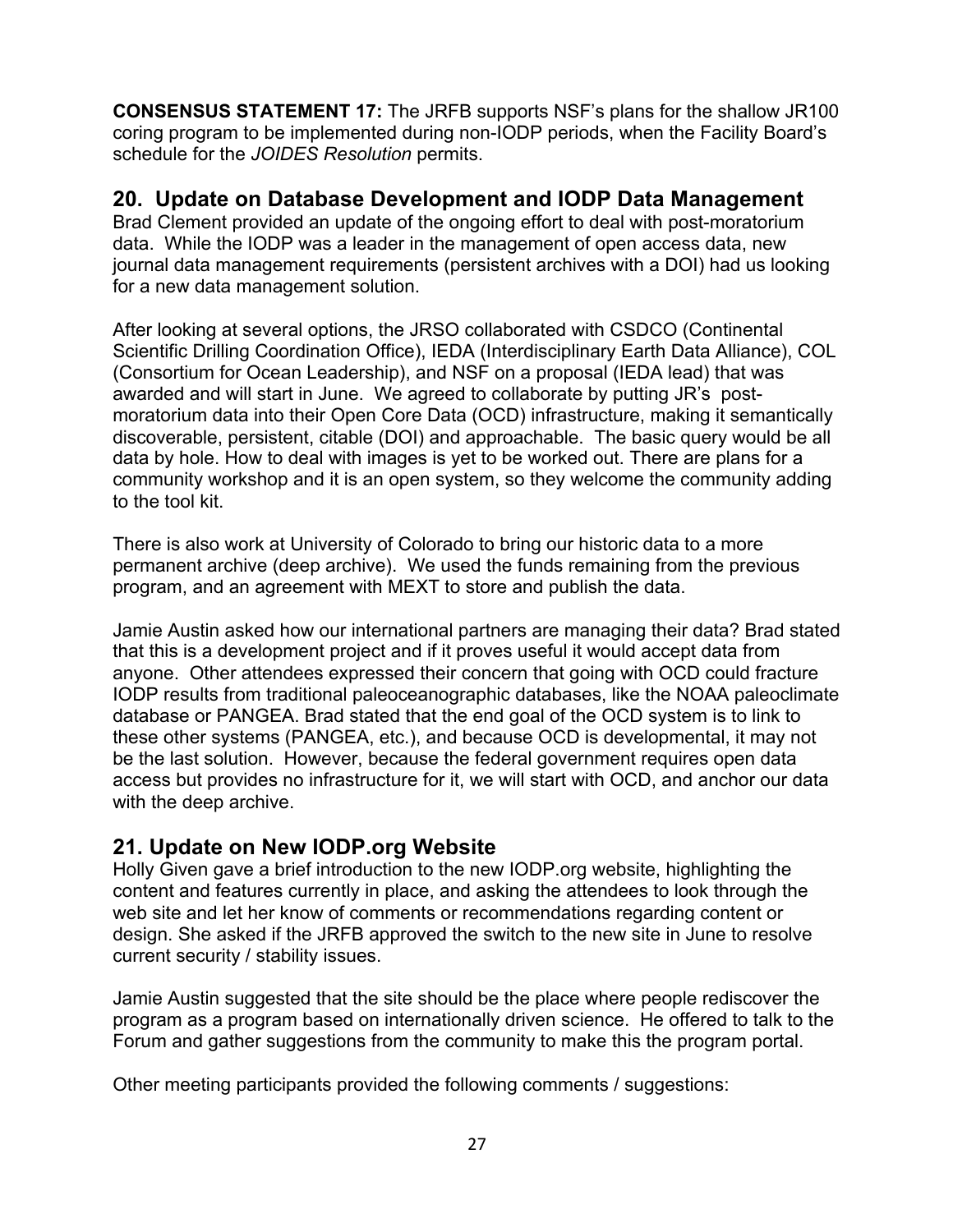**CONSENSUS STATEMENT 17:** The JRFB supports NSF's plans for the shallow JR100 coring program to be implemented during non-IODP periods, when the Facility Board's schedule for the *JOIDES Resolution* permits.

## 20. Update on Database Development and IODP Data Management

Brad Clement provided an update of the ongoing effort to deal with post-moratorium data. While the IODP was a leader in the management of open access data, new journal data management requirements (persistent archives with a DOI) had us looking for a new data management solution.

After looking at several options, the JRSO collaborated with CSDCO (Continental Scientific Drilling Coordination Office), IEDA (Interdisciplinary Earth Data Alliance), COL (Consortium for Ocean Leadership), and NSF on a proposal (IEDA lead) that was awarded and will start in June. We agreed to collaborate by putting JR's post-moratorium data into their Open Core Data (OCD) infrastructure, making it semantically discoverable, persistent, citable (DOI) and approachable. The basic query would be all data by hole. How to deal with images is yet to be worked out. There are plans for a community workshop and it is an open system, so they welcome the community adding to the tool kit.

There is also work at University of Colorado to bring our historic data to a more permanent archive (deep archive). We used the funds remaining from the previous program, and an agreement with MEXT to store and publish the data.

Jamie Austin asked how our international partners are managing their data? Brad stated that this is a development project and if it proves useful it would accept data from anyone. Other attendees expressed their concern that going with OCD could fracture IODP results from traditional paleoceanographic databases, like the NOAA paleoclimate database or PANGEA. Brad stated that the end goal of the OCD system is to link to these other systems (PANGEA, etc.), and because OCD is developmental, it may not be the last solution. However, because the federal government requires open data access but provides no infrastructure for it, we will start with OCD, and anchor our data with the deep archive.

## 21. Update on New IODP.org Website

Holly Given gave a brief introduction to the new IODP.org website, highlighting the content and features currently in place, and asking the attendees to look through the web site and let her know of comments or recommendations regarding content or design. She asked if the JRFB approved the switch to the new site in June to resolve current security / stability issues.

Jamie Austin suggested that the site should be the place where people rediscover the program as a program based on internationally driven science. He offered to talk to the Forum and gather suggestions from the community to make this the program portal.

Other meeting participants provided the following comments / suggestions: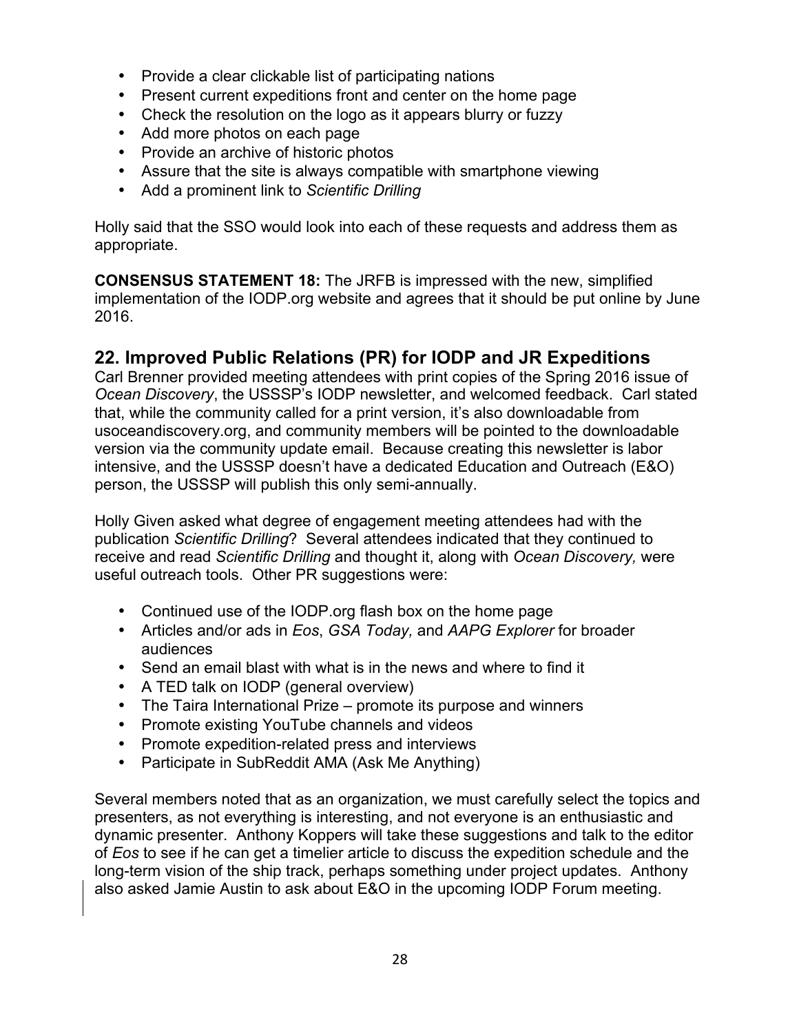- Provide a clear clickable list of participating nations
- Present current expeditions front and center on the home page
- Check the resolution on the logo as it appears blurry or fuzzy
- Add more photos on each page
- Provide an archive of historic photos
- Assure that the site is always compatible with smartphone viewing
- Add a prominent link to *Scientific Drilling*

Holly said that the SSO would look into each of these requests and address them as appropriate.

**CONSENSUS STATEMENT 18:** The JRFB is impressed with the new, simplified implementation of the IODP.org website and agrees that it should be put online by June 2016.

## 22. Improved Public Relations (PR) for IODP and JR Expeditions

Carl Brenner provided meeting attendees with print copies of the Spring 2016 issue of *Ocean Discovery*, the USSSP's IODP newsletter, and welcomed feedback. Carl stated that, while the community called for a print version, it's also downloadable from usoceandiscovery.org, and community members will be pointed to the downloadable version via the community update email. Because creating this newsletter is labor intensive, and the USSSP doesn't have a dedicated Education and Outreach (E&O) person, the USSSP will publish this only semi-annually.

Holly Given asked what degree of engagement meeting attendees had with the publication *Scientific Drilling*? Several attendees indicated that they continued to receive and read *Scientific Drilling* and thought it, along with *Ocean Discovery,* were useful outreach tools. Other PR suggestions were:

- Continued use of the IODP.org flash box on the home page
- Articles and/or ads in *Eos*, *GSA Today,* and *AAPG Explorer* for broader audiences
- Send an email blast with what is in the news and where to find it
- A TED talk on IODP (general overview)
- The Taira International Prize – promote its purpose and winners
- Promote existing YouTube channels and videos
- Promote expedition-related press and interviews
- Participate in SubReddit AMA (Ask Me Anything)

Several members noted that as an organization, we must carefully select the topics and presenters, as not everything is interesting, and not everyone is an enthusiastic and dynamic presenter. Anthony Koppers will take these suggestions and talk to the editor of *Eos* to see if he can get a timelier article to discuss the expedition schedule and the long-term vision of the ship track, perhaps something under project updates. Anthony also asked Jamie Austin to ask about E&O in the upcoming IODP Forum meeting.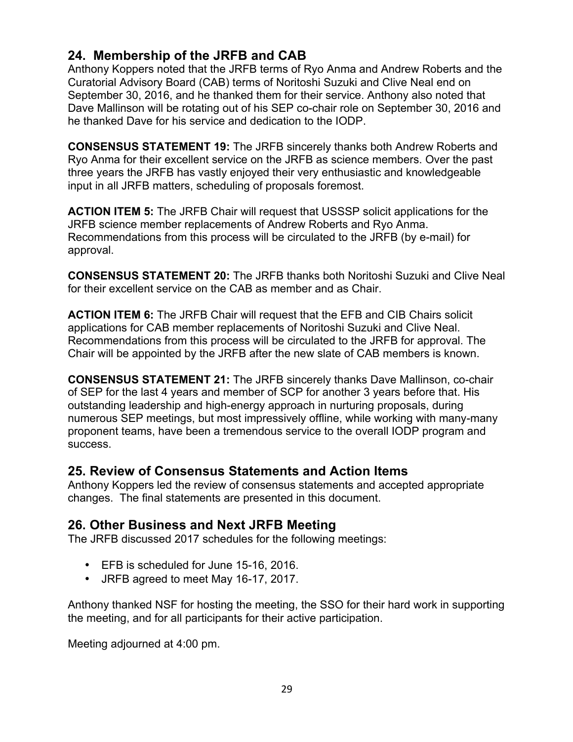## 24. Membership of the JRFB and CAB

Anthony Koppers noted that the JRFB terms of Ryo Anma and Andrew Roberts and the Curatorial Advisory Board (CAB) terms of Noritoshi Suzuki and Clive Neal end on September 30, 2016, and he thanked them for their service. Anthony also noted that Dave Mallinson will be rotating out of his SEP co-chair role on September 30, 2016 and he thanked Dave for his service and dedication to the IODP.

**CONSENSUS STATEMENT 19:** The JRFB sincerely thanks both Andrew Roberts and Ryo Anma for their excellent service on the JRFB as science members. Over the past three years the JRFB has vastly enjoyed their very enthusiastic and knowledgeable input in all JRFB matters, scheduling of proposals foremost.

**ACTION ITEM 5:** The JRFB Chair will request that USSSP solicit applications for the JRFB science member replacements of Andrew Roberts and Ryo Anma. Recommendations from this process will be circulated to the JRFB (by e-mail) for approval.

**CONSENSUS STATEMENT 20:** The JRFB thanks both Noritoshi Suzuki and Clive Neal for their excellent service on the CAB as member and as Chair.

**ACTION ITEM 6:** The JRFB Chair will request that the EFB and CIB Chairs solicit applications for CAB member replacements of Noritoshi Suzuki and Clive Neal. Recommendations from this process will be circulated to the JRFB for approval. The Chair will be appointed by the JRFB after the new slate of CAB members is known.

**CONSENSUS STATEMENT 21:** The JRFB sincerely thanks Dave Mallinson, co-chair of SEP for the last 4 years and member of SCP for another 3 years before that. His outstanding leadership and high-energy approach in nurturing proposals, during numerous SEP meetings, but most impressively offline, while working with many-many proponent teams, have been a tremendous service to the overall IODP program and success.

## 25. Review of Consensus Statements and Action Items

Anthony Koppers led the review of consensus statements and accepted appropriate changes. The final statements are presented in this document.

## 26. Other Business and Next JRFB Meeting

The JRFB discussed 2017 schedules for the following meetings:

- EFB is scheduled for June 15-16, 2016.
- JRFB agreed to meet May 16-17, 2017.

Anthony thanked NSF for hosting the meeting, the SSO for their hard work in supporting the meeting, and for all participants for their active participation.

Meeting adjourned at 4:00 pm.